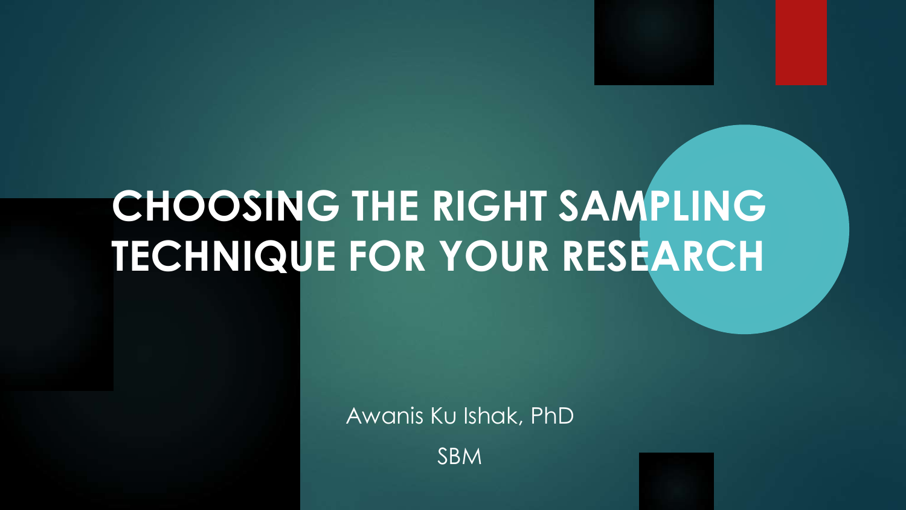# CHOOSING THE RIGHT SAMPLING TECHNIQUE FOR YOUR RESEARCH

Awanis Ku Ishak, PhD

SBM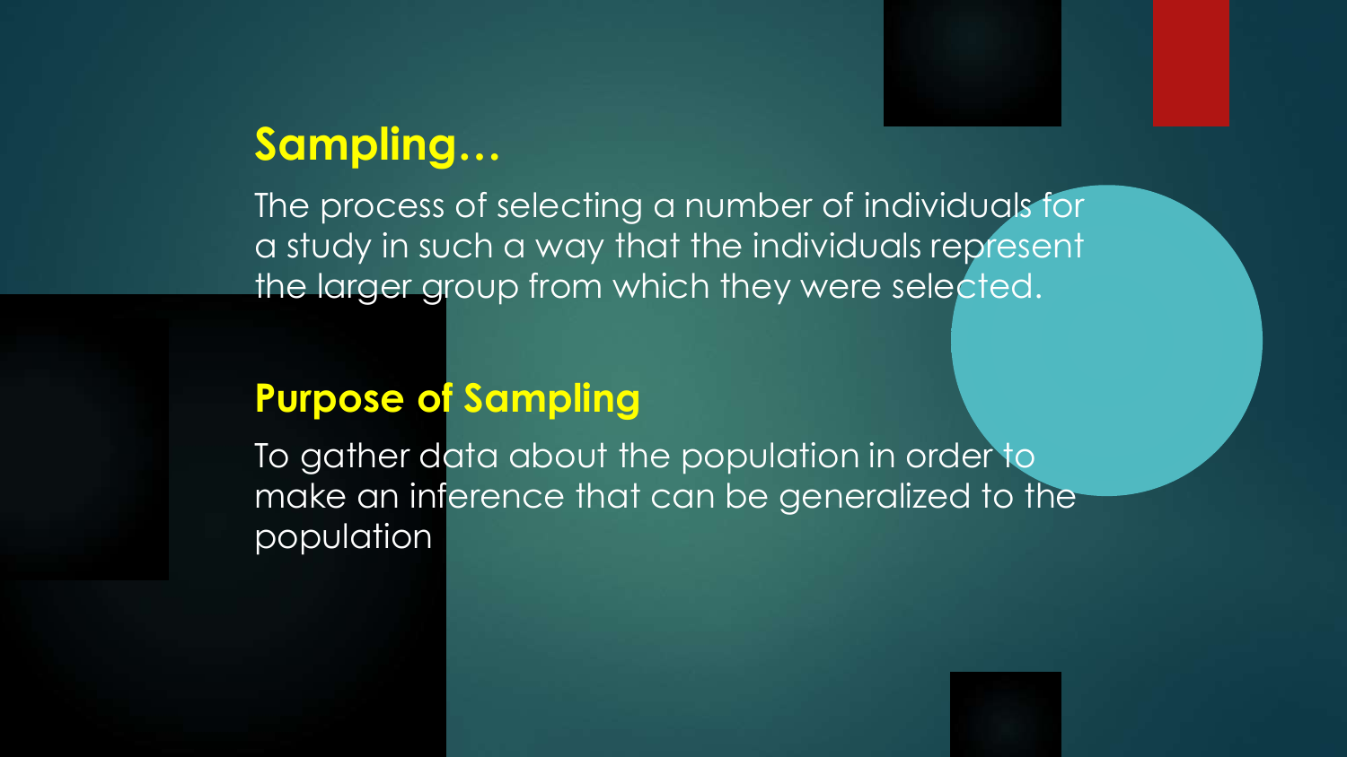## Sampling…

The process of selecting a number of individuals for a study in such a way that the individuals represent the larger group from which they were selected.

## Purpose of Sampling

To gather data about the population in order to make an inference that can be generalized to the population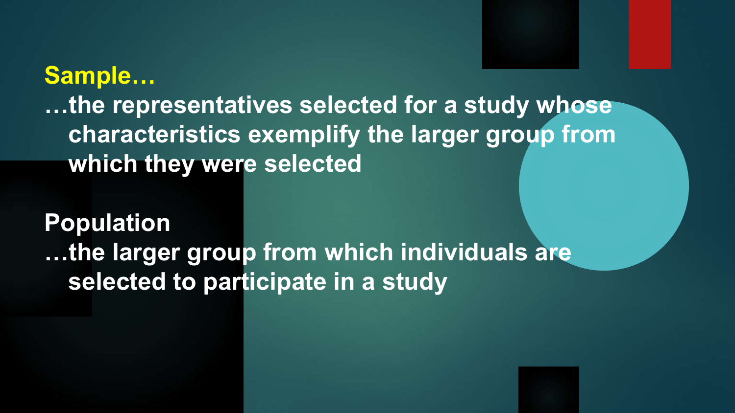**Sample…**

…the representatives selected for a study whose characteristics exemplify the larger group from which they were selected

**Population**

…the larger group from which individuals are selected to participate in a study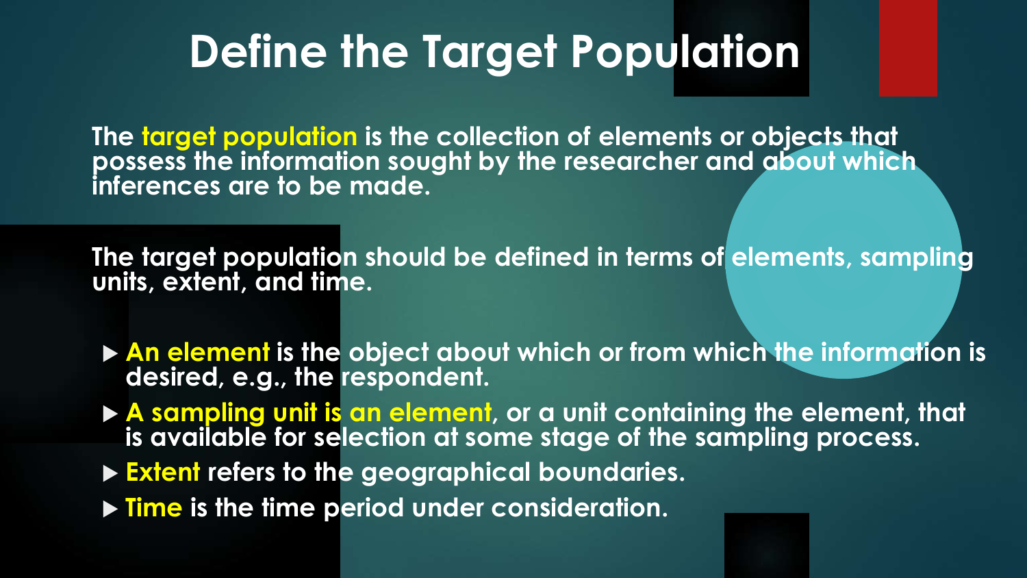# Define the Target Population

The **target population** is the collection of elements or objects that possess the information sought by the researcher and about which inferences are to be made.

The target population should be defined in terms of elements, sampling units, extent, and time.

- **An element** is the object about which or from which the information is desired, e.g., the respondent.
- **A sampling unit is an element**, or a unit containing the element, that is available for selection at some stage of the sampling process.
- **Extent** refers to the geographical boundaries.
- **Time** is the time period under consideration.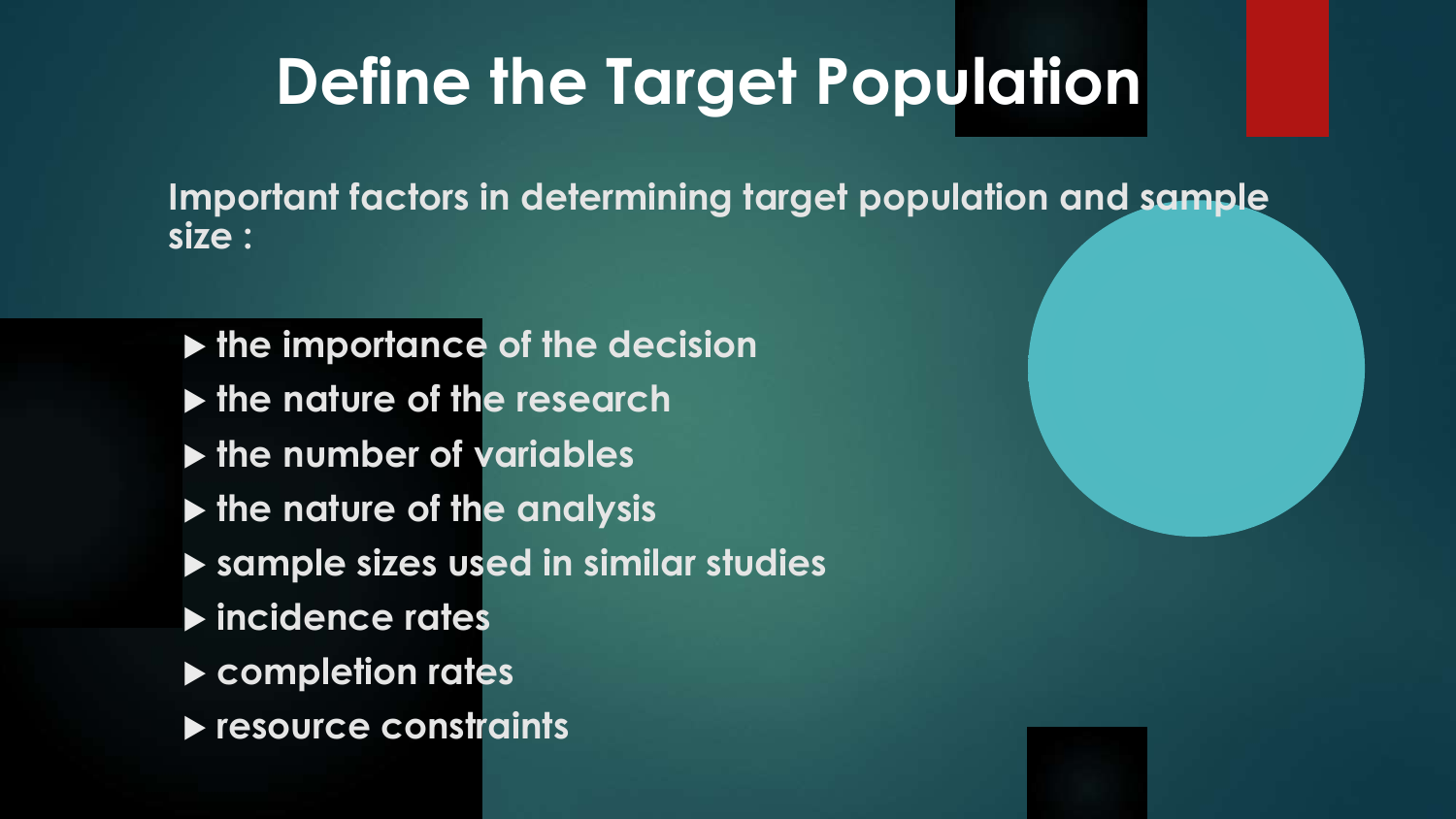# Define the Target Population

**Important factors in determining target population and sample size :**

- the importance of the decision
- the nature of the research
- the number of variables
- the nature of the analysis
- sample sizes used in similar studies
- incidence rates
- completion rates
- resource constraints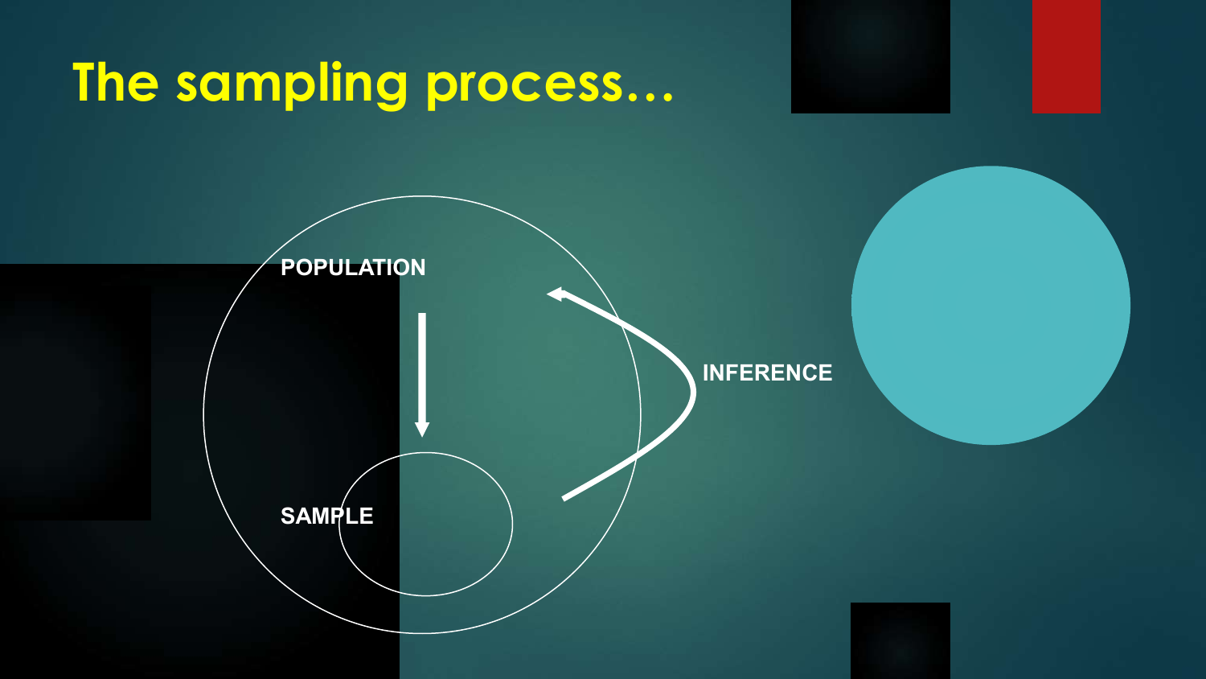# The sampling process…

POPULATION

SAMPLE

INFERENCE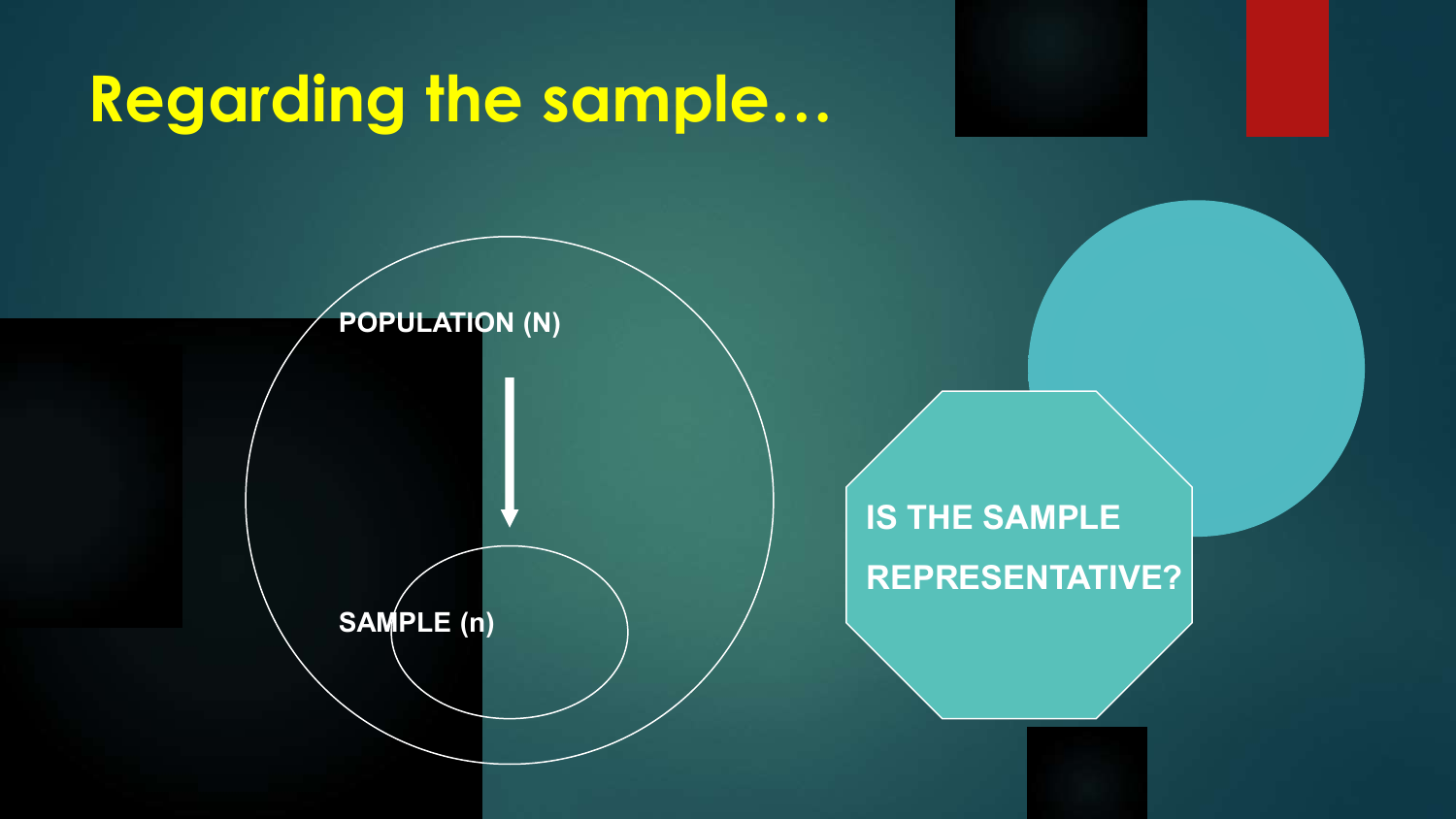# Regarding the sample…

POPULATION (N)

SAMPLE (n)

IS THE SAMPLE REPRESENTATIVE?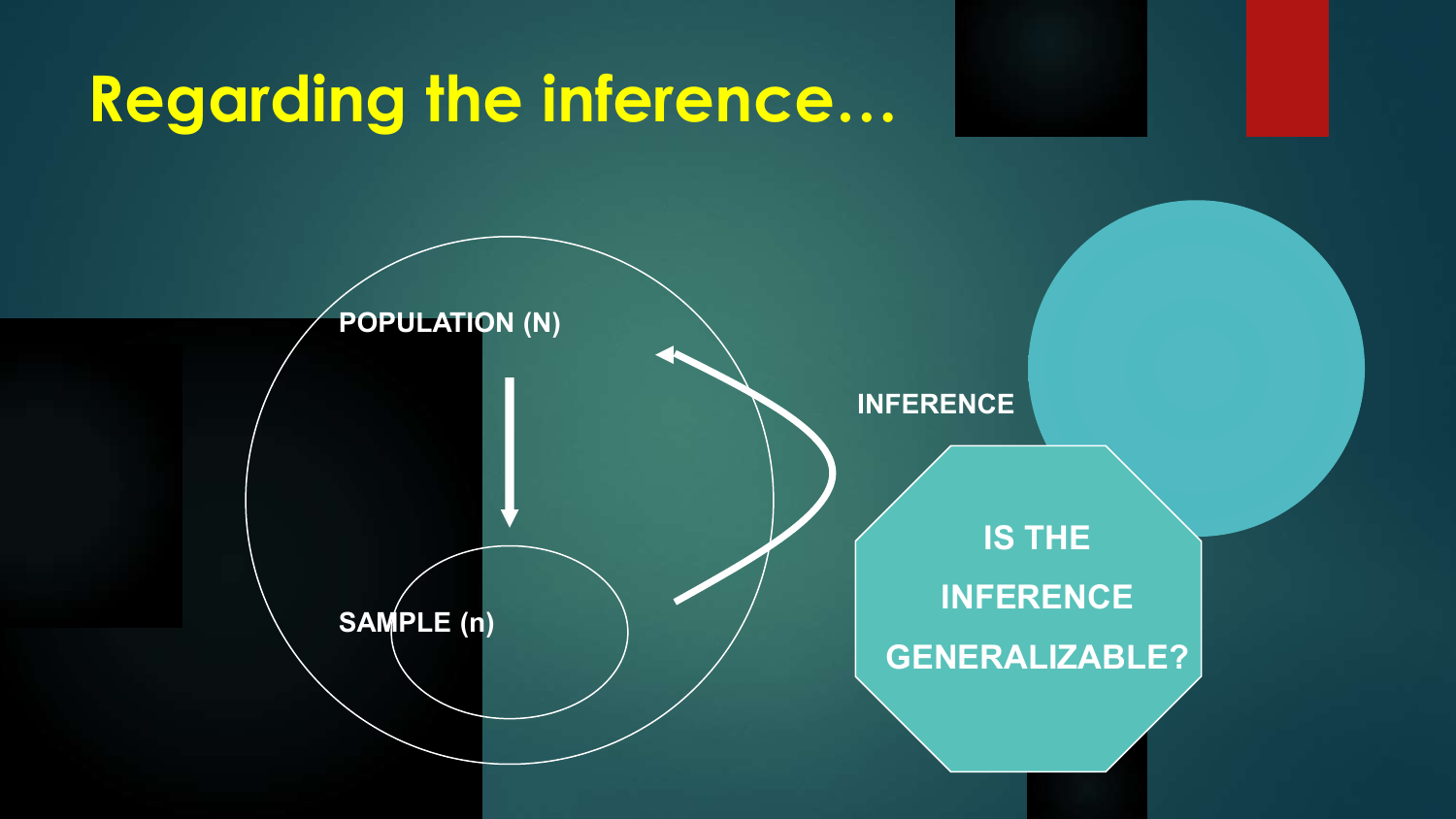# Regarding the inference…

POPULATION (N)

SAMPLE (n)

INFERENCE

IS THE INFERENCE GENERALIZABLE?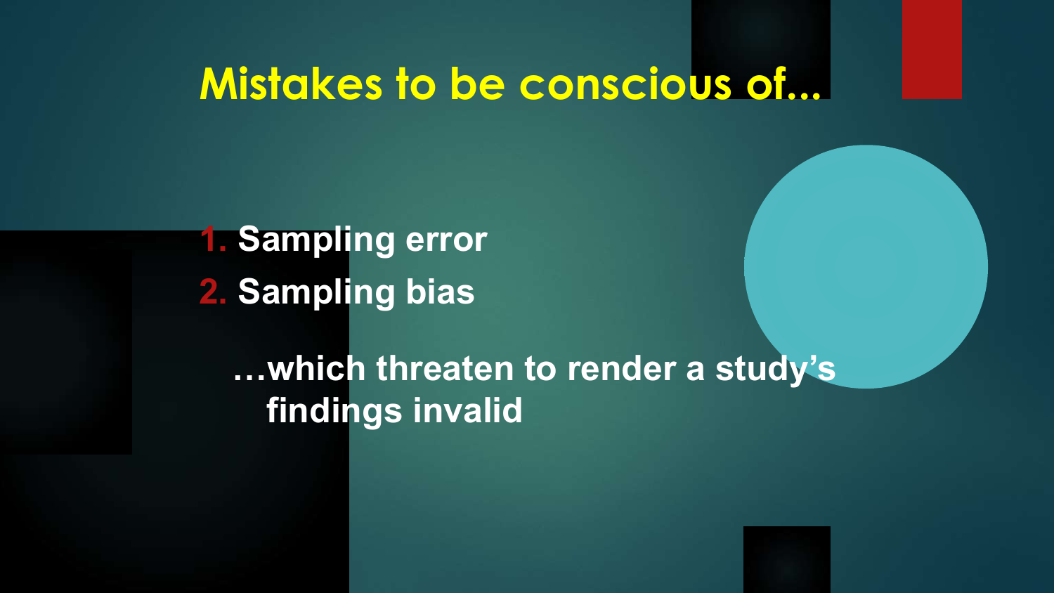# Mistakes to be conscious of...

1. **Sampling error**
2. **Sampling bias**

**…which threaten to render a study's findings invalid**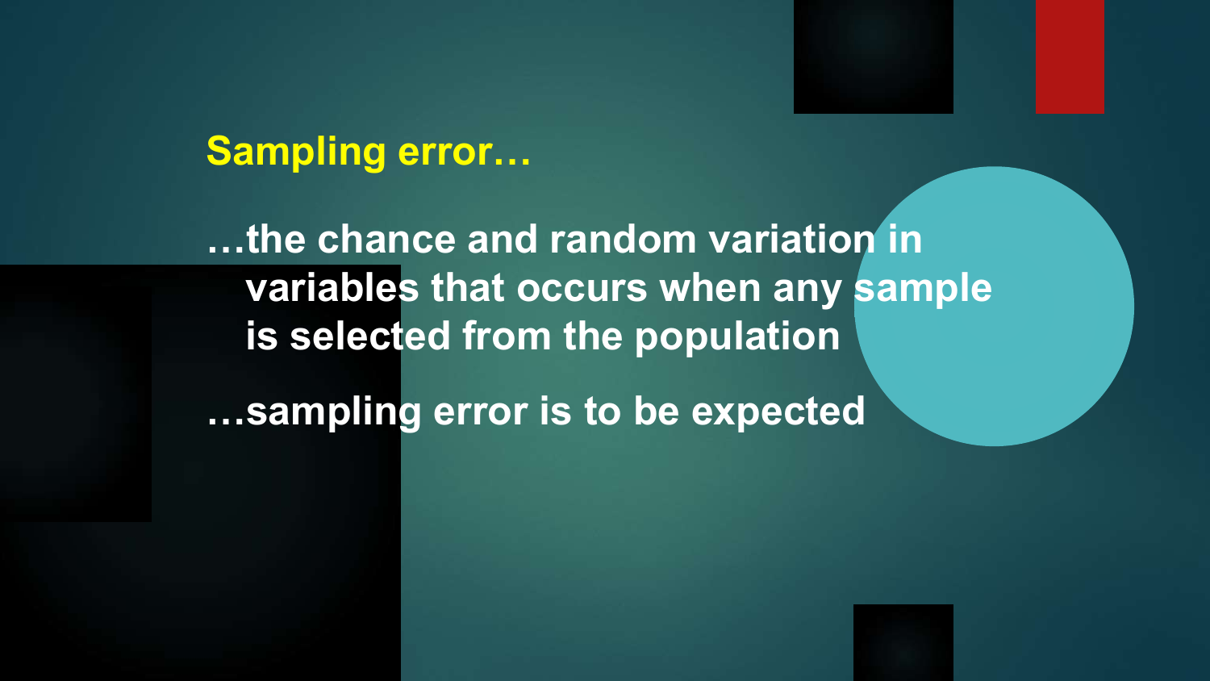## Sampling error…

…the chance and random variation in variables that occurs when any sample is selected from the population

…sampling error is to be expected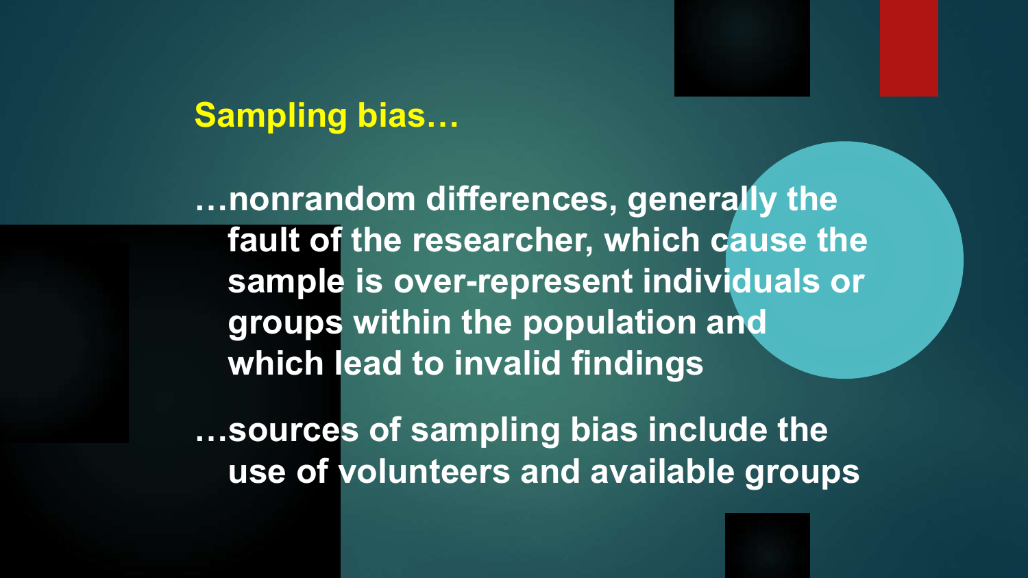## Sampling bias…

…nonrandom differences, generally the fault of the researcher, which cause the sample is over-represent individuals or groups within the population and which lead to invalid findings

…sources of sampling bias include the use of volunteers and available groups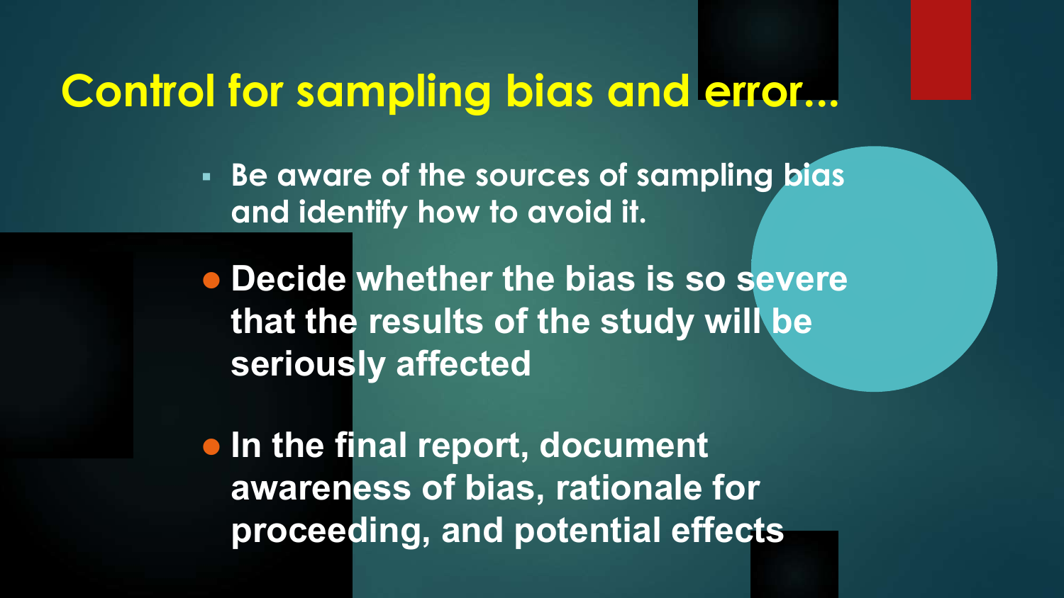# Control for sampling bias and error...

- Be aware of the sources of sampling bias and identify how to avoid it.
- Decide whether the bias is so severe that the results of the study will be seriously affected
- In the final report, document awareness of bias, rationale for proceeding, and potential effects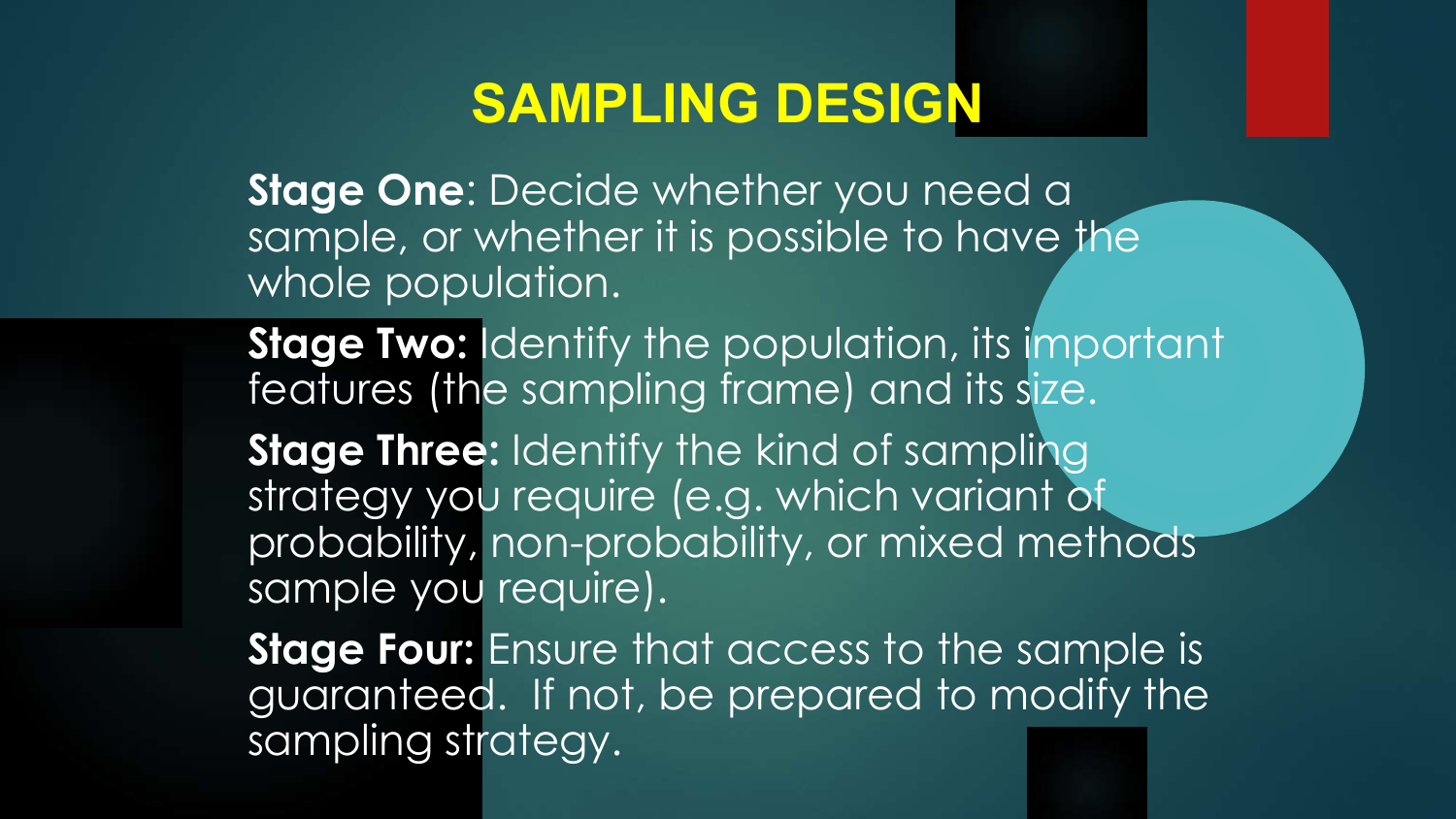# SAMPLING DESIGN

**Stage One**: Decide whether you need a sample, or whether it is possible to have the whole population.

**Stage Two:** Identify the population, its important features (the sampling frame) and its size.

**Stage Three:** Identify the kind of sampling strategy you require (e.g. which variant of probability, non-probability, or mixed methods sample you require).

**Stage Four:** Ensure that access to the sample is guaranteed. If not, be prepared to modify the sampling strategy.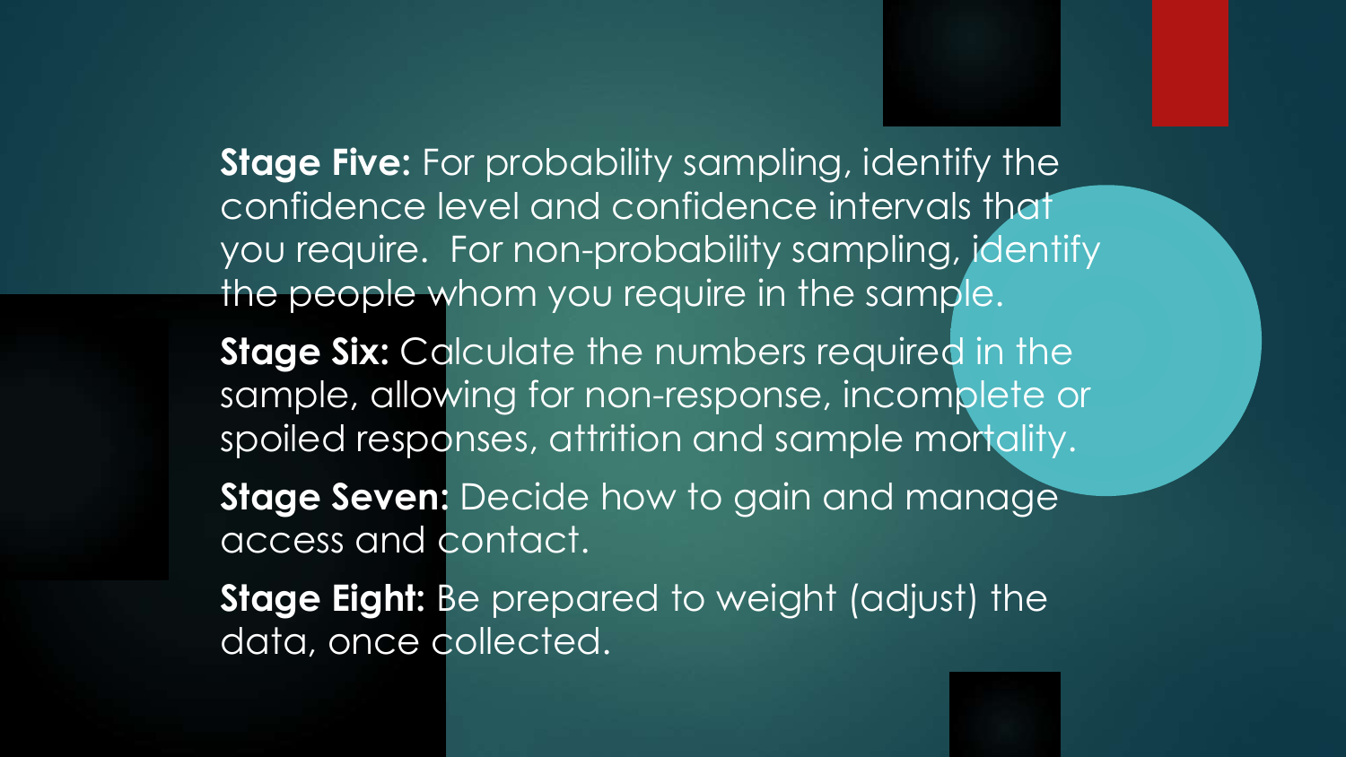**Stage Five:** For probability sampling, identify the confidence level and confidence intervals that you require. For non-probability sampling, identify the people whom you require in the sample.

**Stage Six:** Calculate the numbers required in the sample, allowing for non-response, incomplete or spoiled responses, attrition and sample mortality.

**Stage Seven:** Decide how to gain and manage access and contact.

**Stage Eight:** Be prepared to weight (adjust) the data, once collected.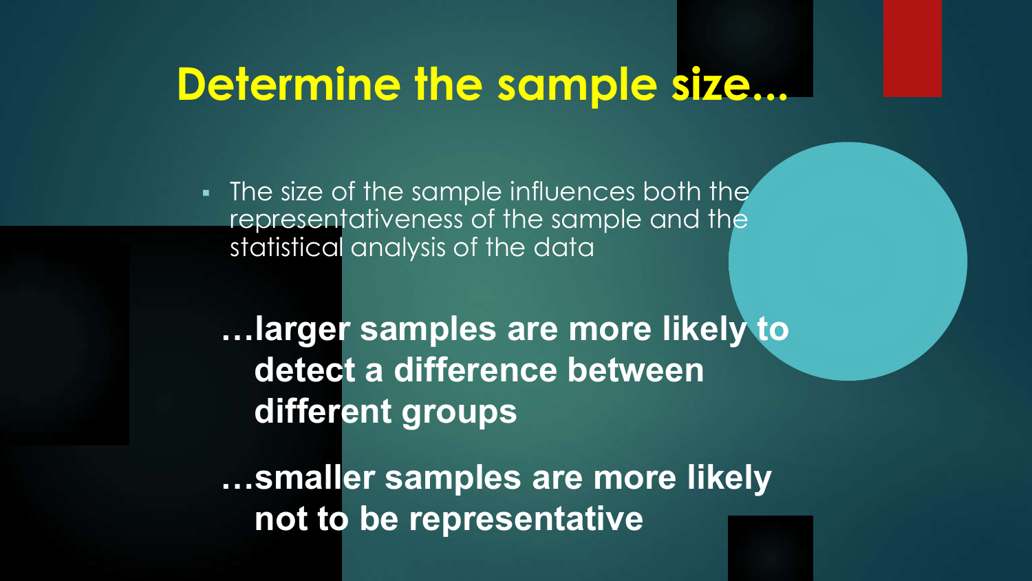# Determine the sample size...

- The size of the sample influences both the representativeness of the sample and the statistical analysis of the data

**…larger samples are more likely to detect a difference between different groups**

**…smaller samples are more likely not to be representative**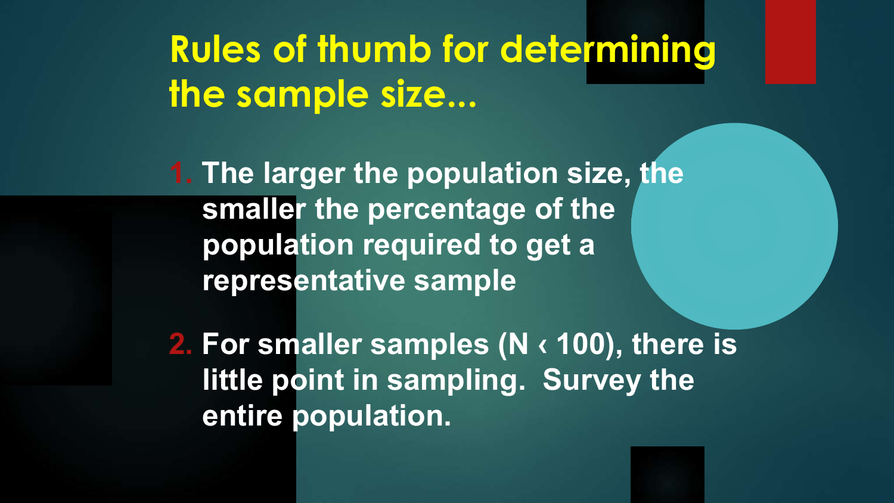# Rules of thumb for determining the sample size...

1. The larger the population size, the smaller the percentage of the population required to get a representative sample
2. For smaller samples (N ‹ 100), there is little point in sampling. Survey the entire population.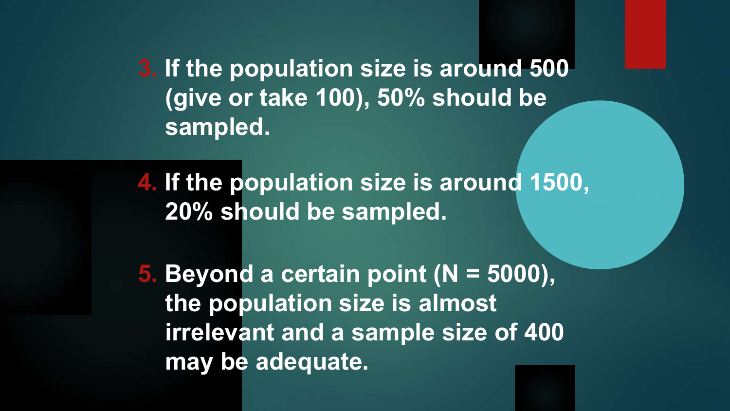3. **If the population size is around 500 (give or take 100), 50% should be sampled.**

4. **If the population size is around 1500, 20% should be sampled.**

5. **Beyond a certain point (N = 5000), the population size is almost irrelevant and a sample size of 400 may be adequate.**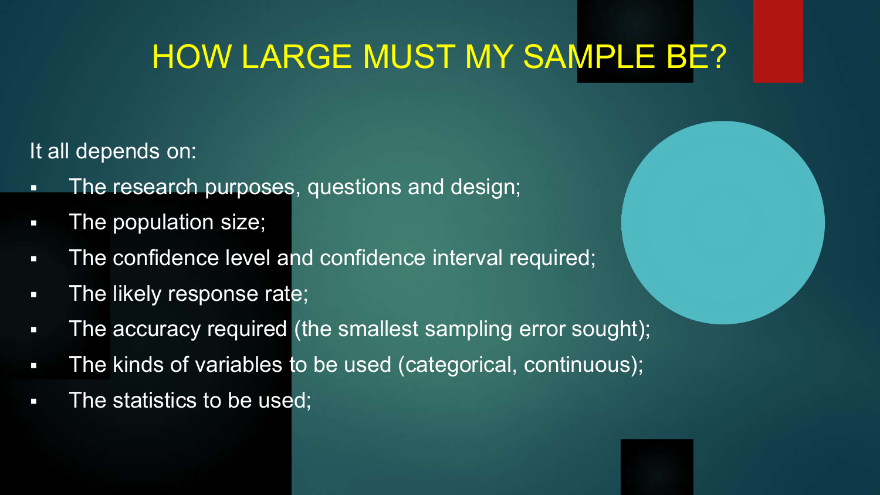# HOW LARGE MUST MY SAMPLE BE?

It all depends on:

- The research purposes, questions and design;
- The population size;
- The confidence level and confidence interval required;
- The likely response rate;
- The accuracy required (the smallest sampling error sought);
- The kinds of variables to be used (categorical, continuous);
- The statistics to be used;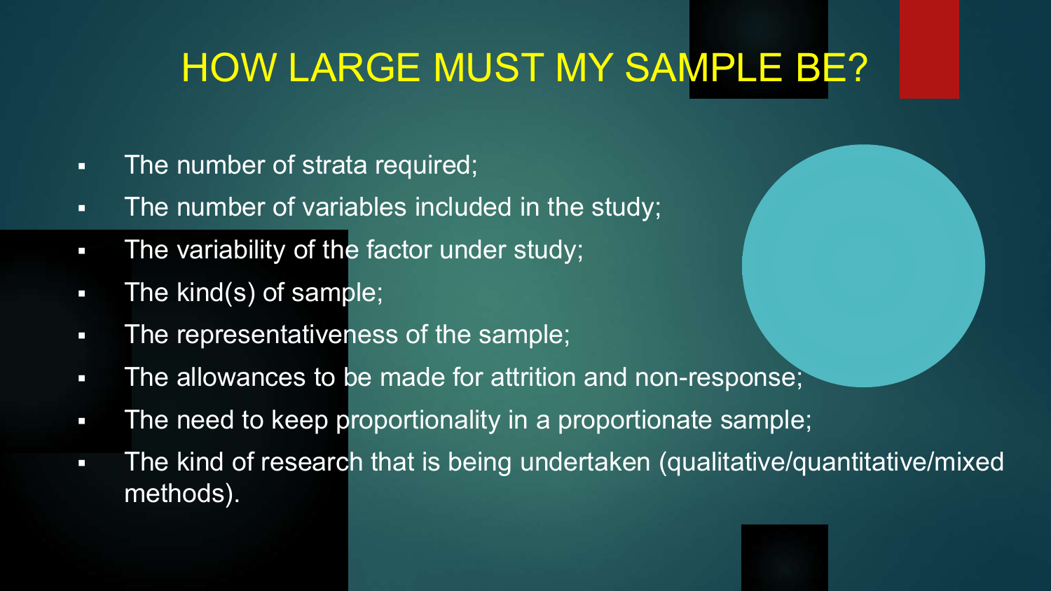# HOW LARGE MUST MY SAMPLE BE?

- The number of strata required;
- The number of variables included in the study;
- The variability of the factor under study;
- The kind(s) of sample;
- The representativeness of the sample;
- The allowances to be made for attrition and non-response;
- The need to keep proportionality in a proportionate sample;
- The kind of research that is being undertaken (qualitative/quantitative/mixed methods).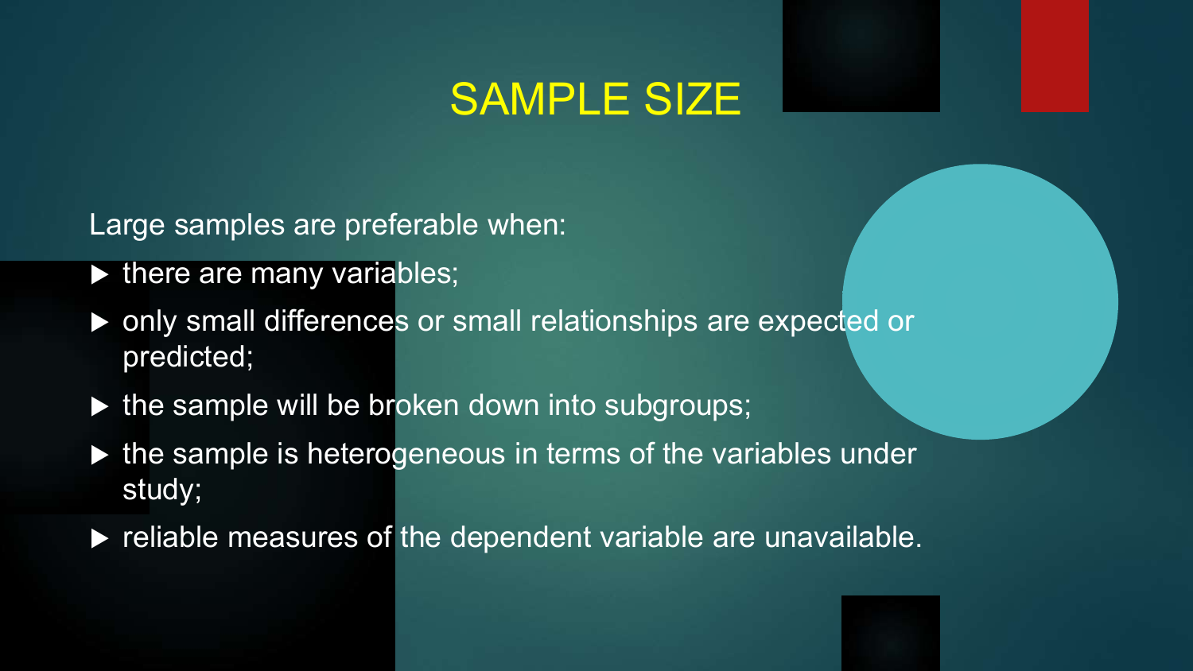# SAMPLE SIZE

Large samples are preferable when:

- there are many variables;
- only small differences or small relationships are expected or predicted;
- the sample will be broken down into subgroups;
- the sample is heterogeneous in terms of the variables under study;
- reliable measures of the dependent variable are unavailable.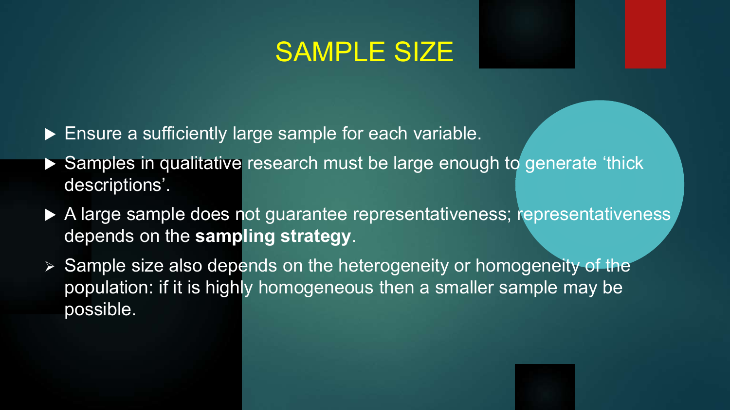# SAMPLE SIZE

- Ensure a sufficiently large sample for each variable.
- Samples in qualitative research must be large enough to generate 'thick descriptions'.
- A large sample does not guarantee representativeness; representativeness depends on the **sampling strategy**.
- Sample size also depends on the heterogeneity or homogeneity of the population: if it is highly homogeneous then a smaller sample may be possible.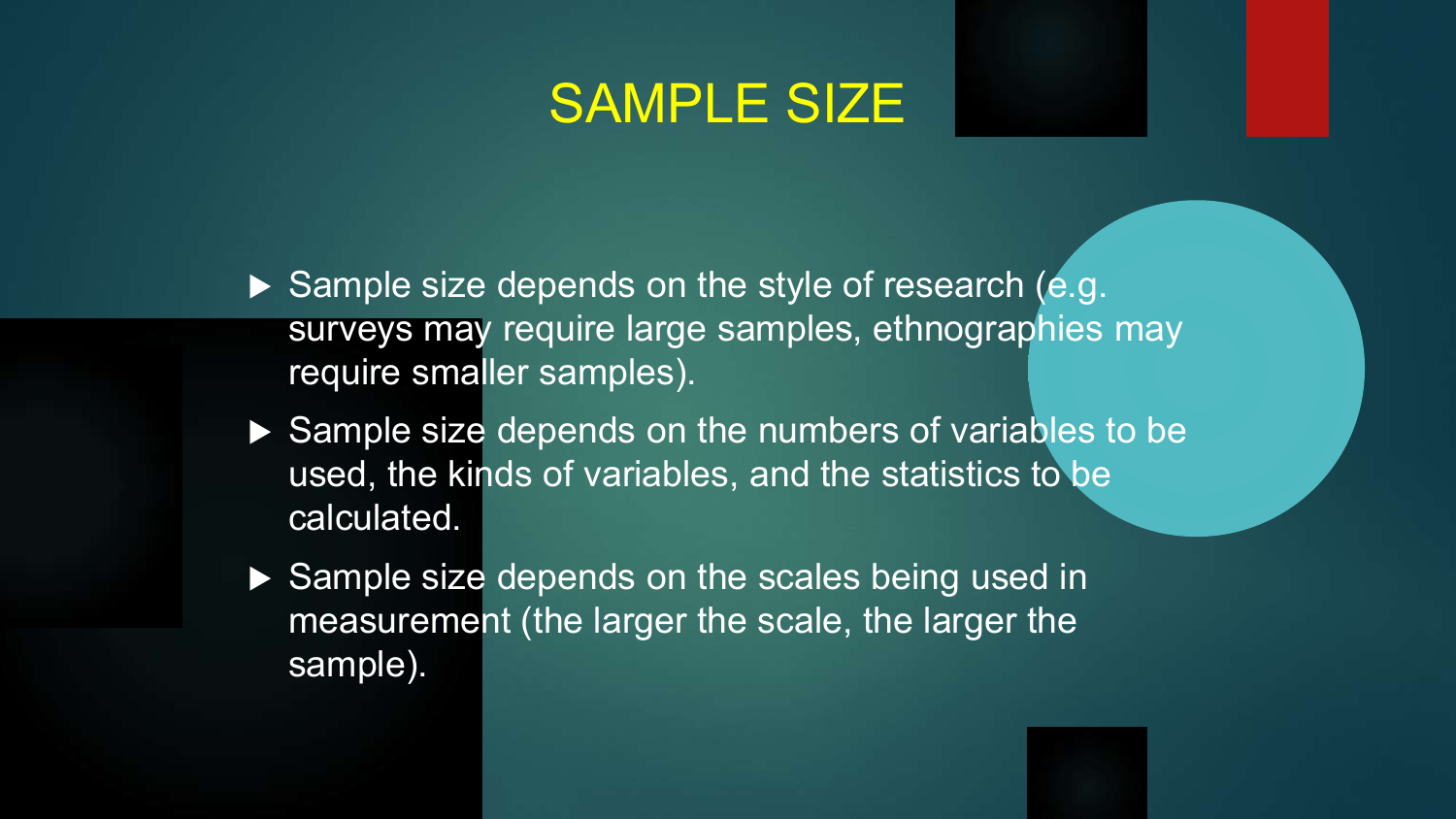# SAMPLE SIZE

- Sample size depends on the style of research (e.g. surveys may require large samples, ethnographies may require smaller samples).
- Sample size depends on the numbers of variables to be used, the kinds of variables, and the statistics to be calculated.
- Sample size depends on the scales being used in measurement (the larger the scale, the larger the sample).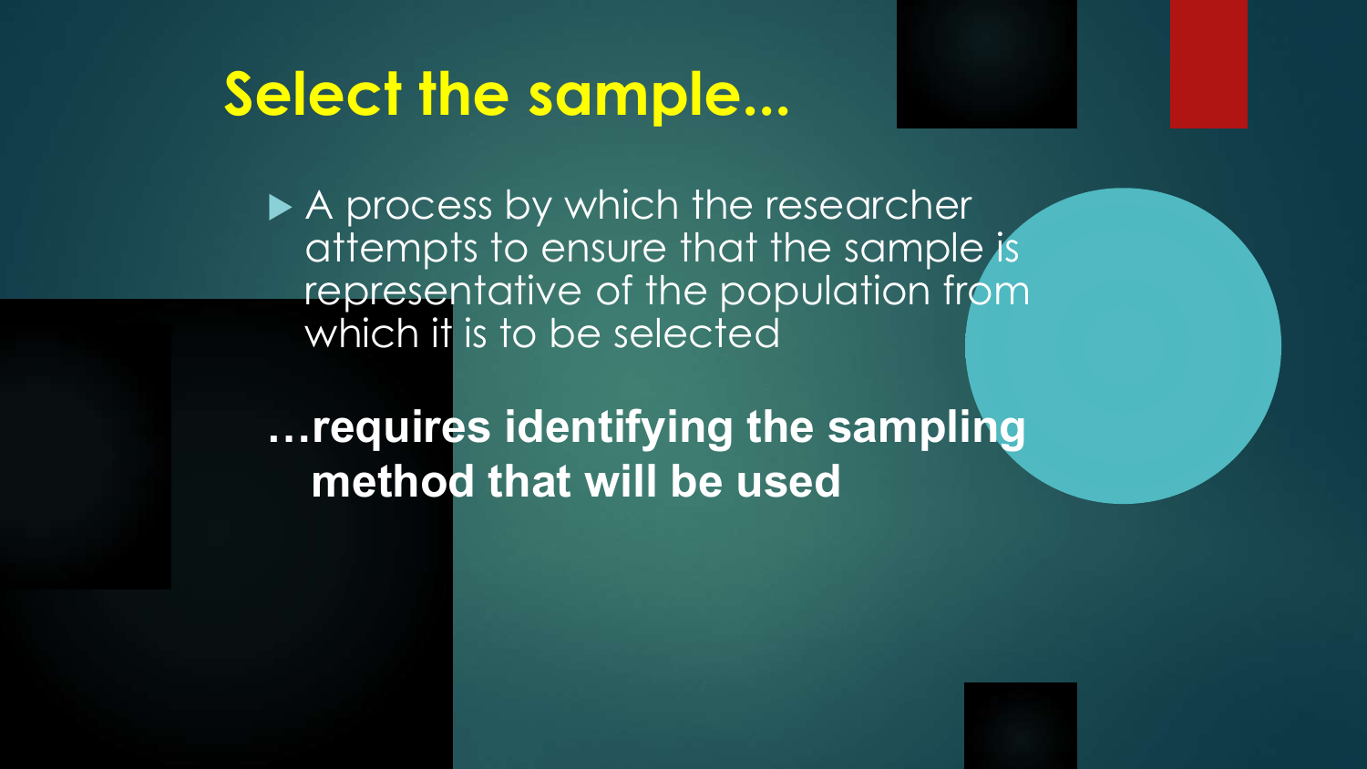# Select the sample...

- A process by which the researcher attempts to ensure that the sample is representative of the population from which it is to be selected

**…requires identifying the sampling method that will be used**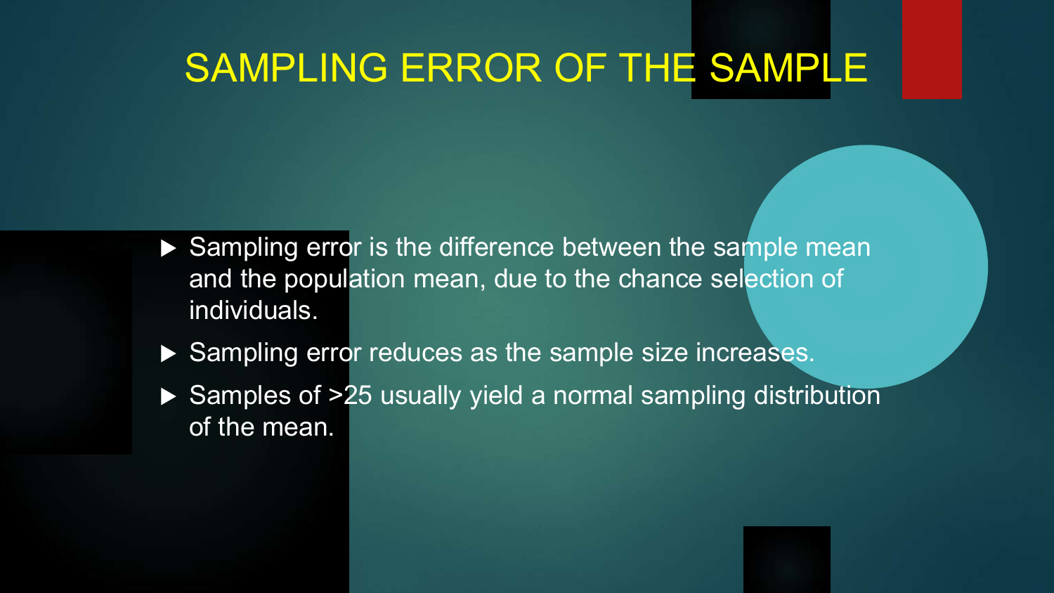# SAMPLING ERROR OF THE SAMPLE

- Sampling error is the difference between the sample mean and the population mean, due to the chance selection of individuals.
- Sampling error reduces as the sample size increases.
- Samples of >25 usually yield a normal sampling distribution of the mean.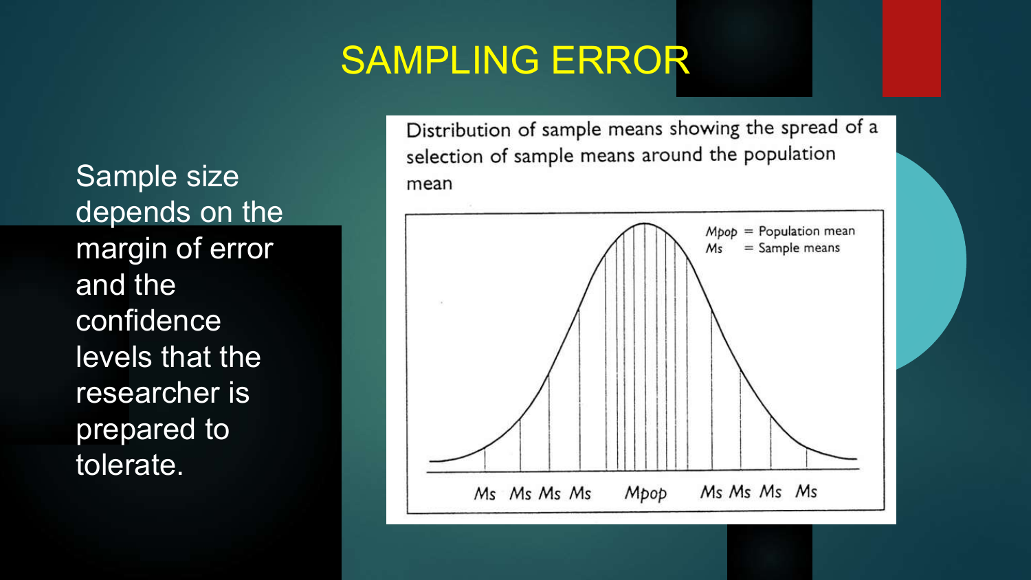# SAMPLING ERROR

Sample size depends on the margin of error and the confidence levels that the researcher is prepared to tolerate.

Distribution of sample means showing the spread of a selection of sample means around the population mean

Mpop = Population mean
Ms = Sample means

Ms Ms Ms Ms Mpop Ms Ms Ms Ms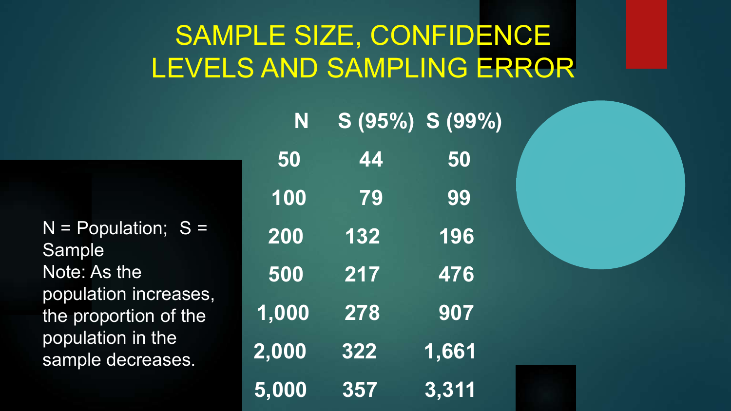# SAMPLE SIZE, CONFIDENCE LEVELS AND SAMPLING ERROR

| N | S (95%) | S (99%) |
|---|---|---|
| 50 | 44 | 50 |
| 100 | 79 | 99 |
| 200 | 132 | 196 |
| 500 | 217 | 476 |
| 1,000 | 278 | 907 |
| 2,000 | 322 | 1,661 |
| 5,000 | 357 | 3,311 |

N = Population; S = Sample

Note: As the population increases, the proportion of the population in the sample decreases.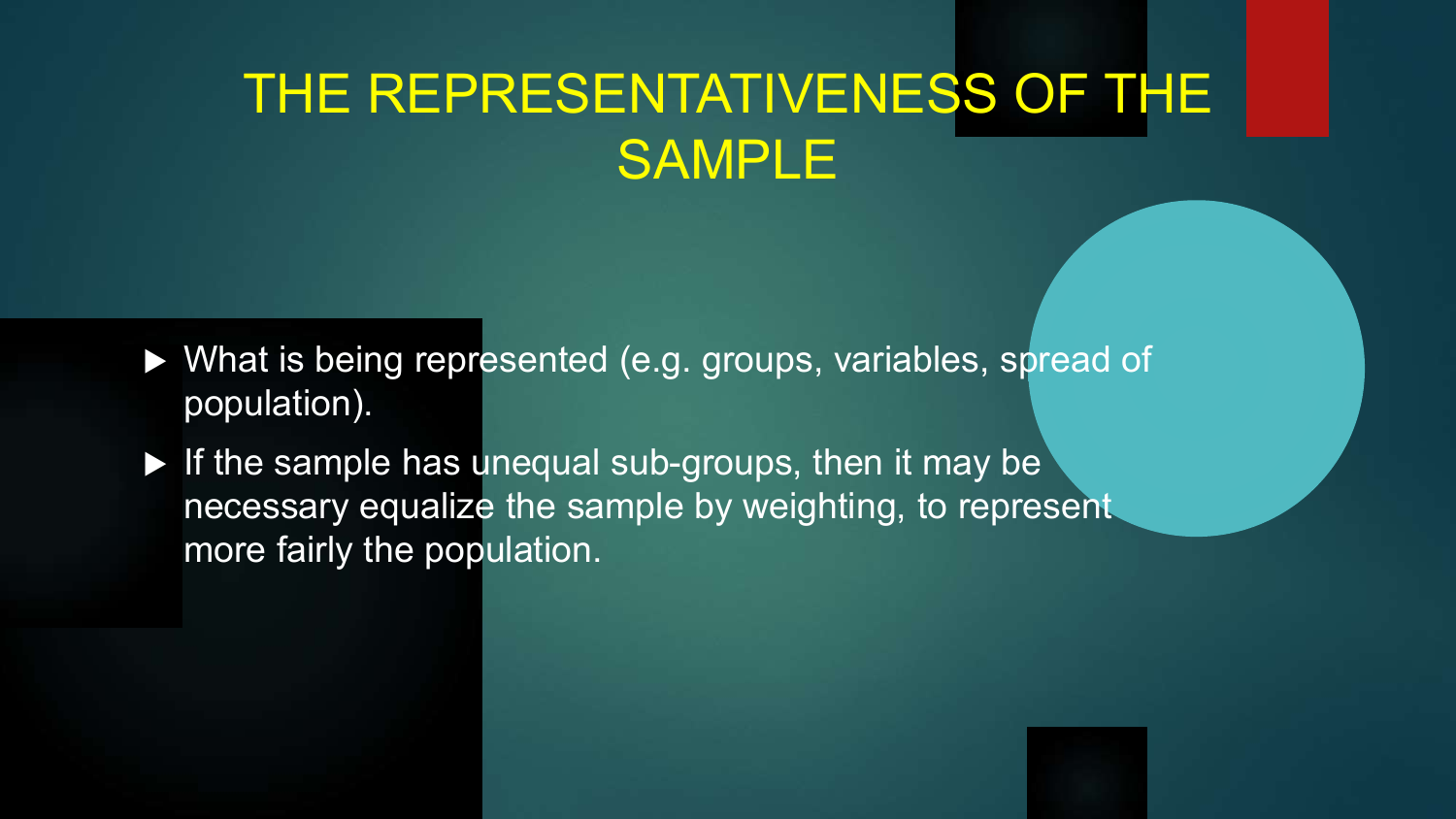# THE REPRESENTATIVENESS OF THE SAMPLE

- What is being represented (e.g. groups, variables, spread of population).
- If the sample has unequal sub-groups, then it may be necessary equalize the sample by weighting, to represent more fairly the population.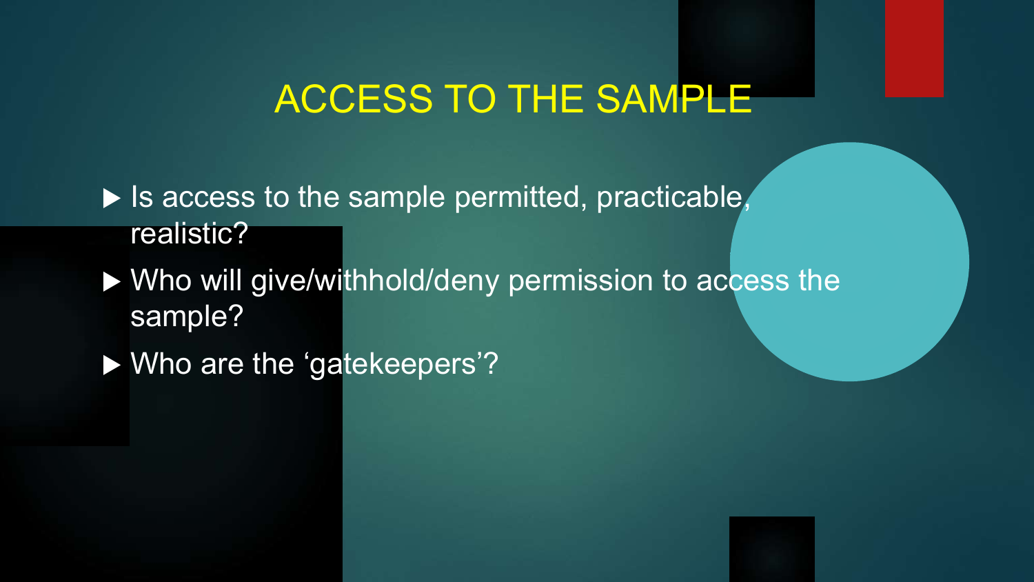# ACCESS TO THE SAMPLE

- Is access to the sample permitted, practicable, realistic?
- Who will give/withhold/deny permission to access the sample?
- Who are the 'gatekeepers'?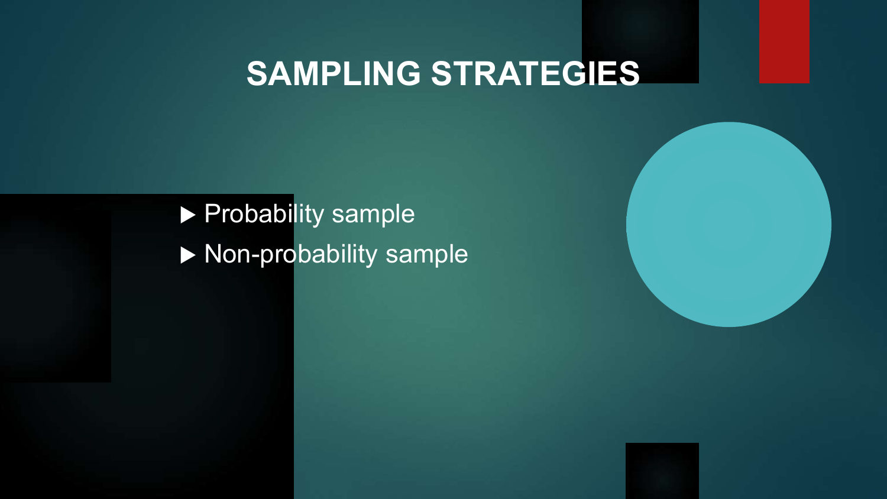# SAMPLING STRATEGIES

- Probability sample
- Non-probability sample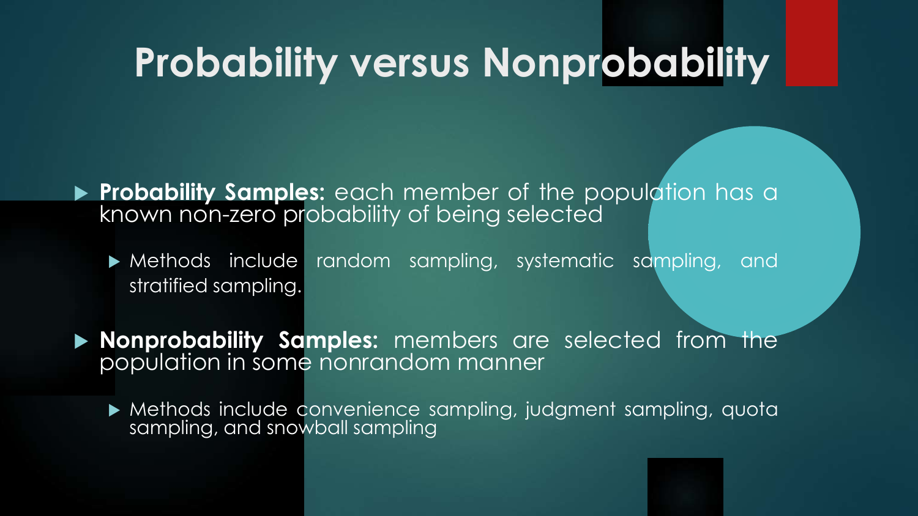# Probability versus Nonprobability

- **Probability Samples:** each member of the population has a known non-zero probability of being selected
  - Methods include random sampling, systematic sampling, and stratified sampling.
- **Nonprobability Samples:** members are selected from the population in some nonrandom manner
  - Methods include convenience sampling, judgment sampling, quota sampling, and snowball sampling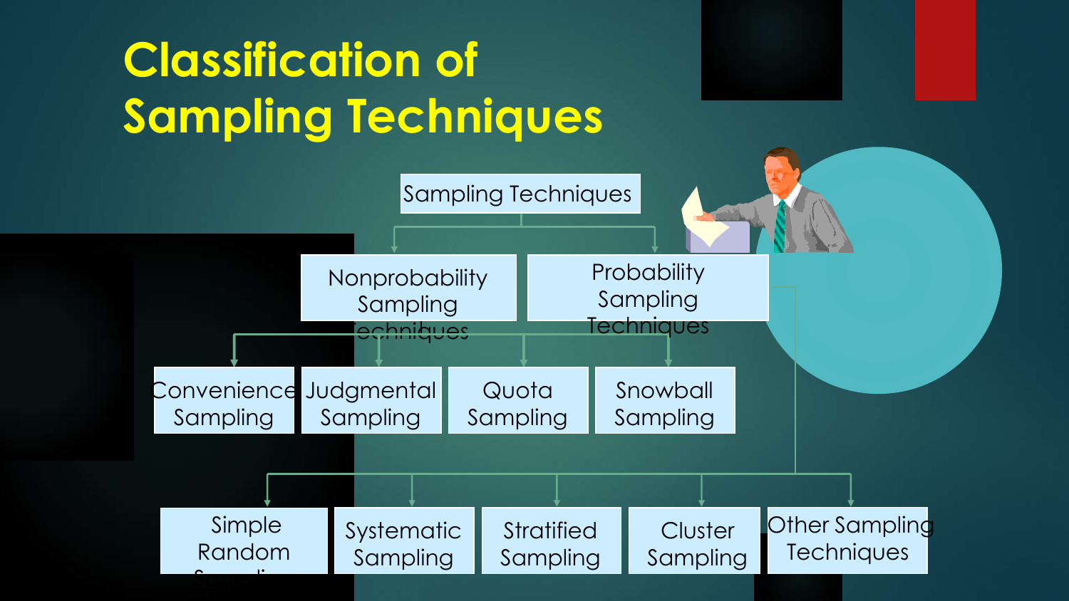# Classification of Sampling Techniques

- Sampling Techniques
  - Nonprobability Sampling Techniques
    - Convenience Sampling
    - Judgmental Sampling
    - Quota Sampling
    - Snowball Sampling
  - Probability Sampling Techniques
    - Simple Random Sampling
    - Systematic Sampling
    - Stratified Sampling
    - Cluster Sampling
    - Other Sampling Techniques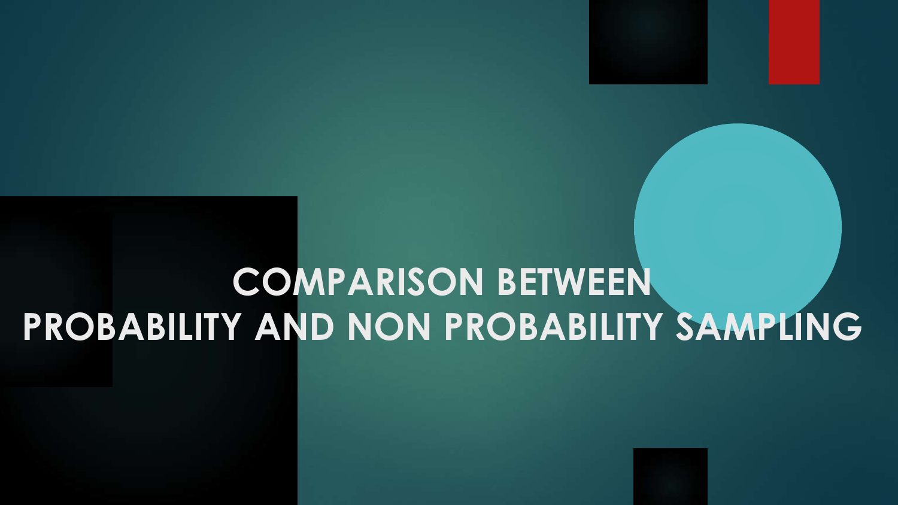# COMPARISON BETWEEN PROBABILITY AND NON PROBABILITY SAMPLING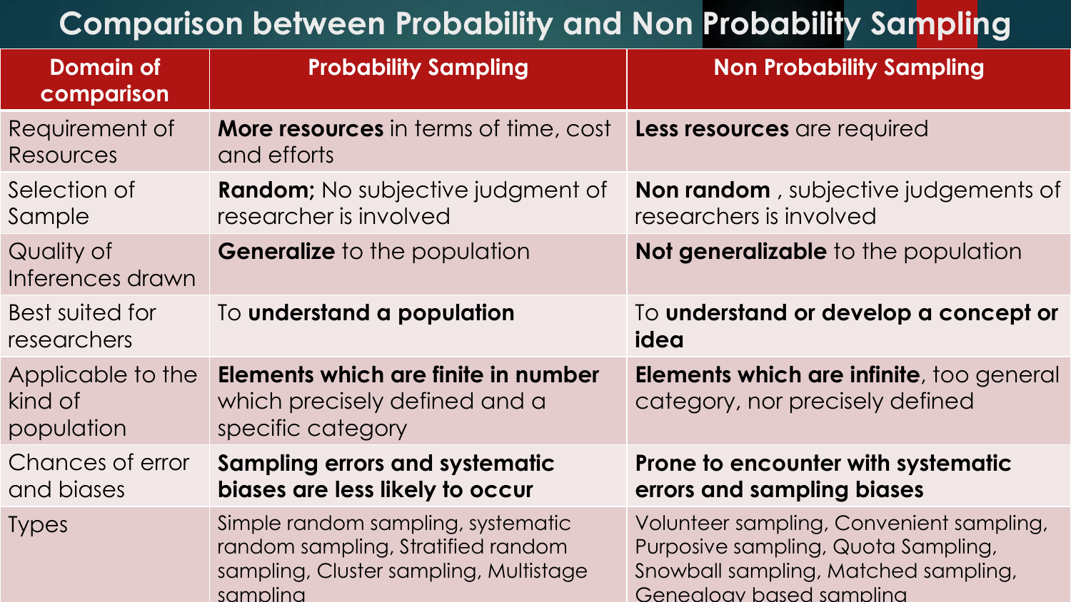# Comparison between Probability and Non Probability Sampling

| Domain of comparison | Probability Sampling | Non Probability Sampling |
|---|---|---|
| Requirement of Resources | **More resources** in terms of time, cost and efforts | **Less resources** are required |
| Selection of Sample | **Random;** No subjective judgment of researcher is involved | **Non random** , subjective judgements of researchers is involved |
| Quality of Inferences drawn | **Generalize** to the population | **Not generalizable** to the population |
| Best suited for researchers | To **understand a population** | To **understand or develop a concept or idea** |
| Applicable to the kind of population | **Elements which are finite in number** which precisely defined and a specific category | **Elements which are infinite**, too general category, nor precisely defined |
| Chances of error and biases | **Sampling errors and systematic biases are less likely to occur** | **Prone to encounter with systematic errors and sampling biases** |
| Types | Simple random sampling, systematic random sampling, Stratified random sampling, Cluster sampling, Multistage sampling | Volunteer sampling, Convenient sampling, Purposive sampling, Quota Sampling, Snowball sampling, Matched sampling, Genealogy based sampling |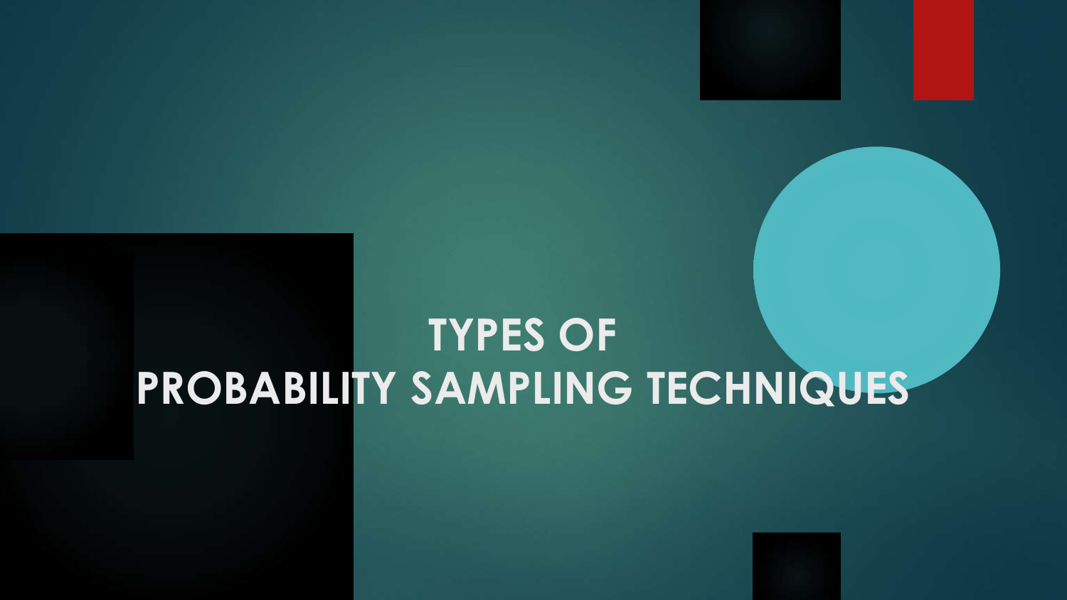# TYPES OF PROBABILITY SAMPLING TECHNIQUES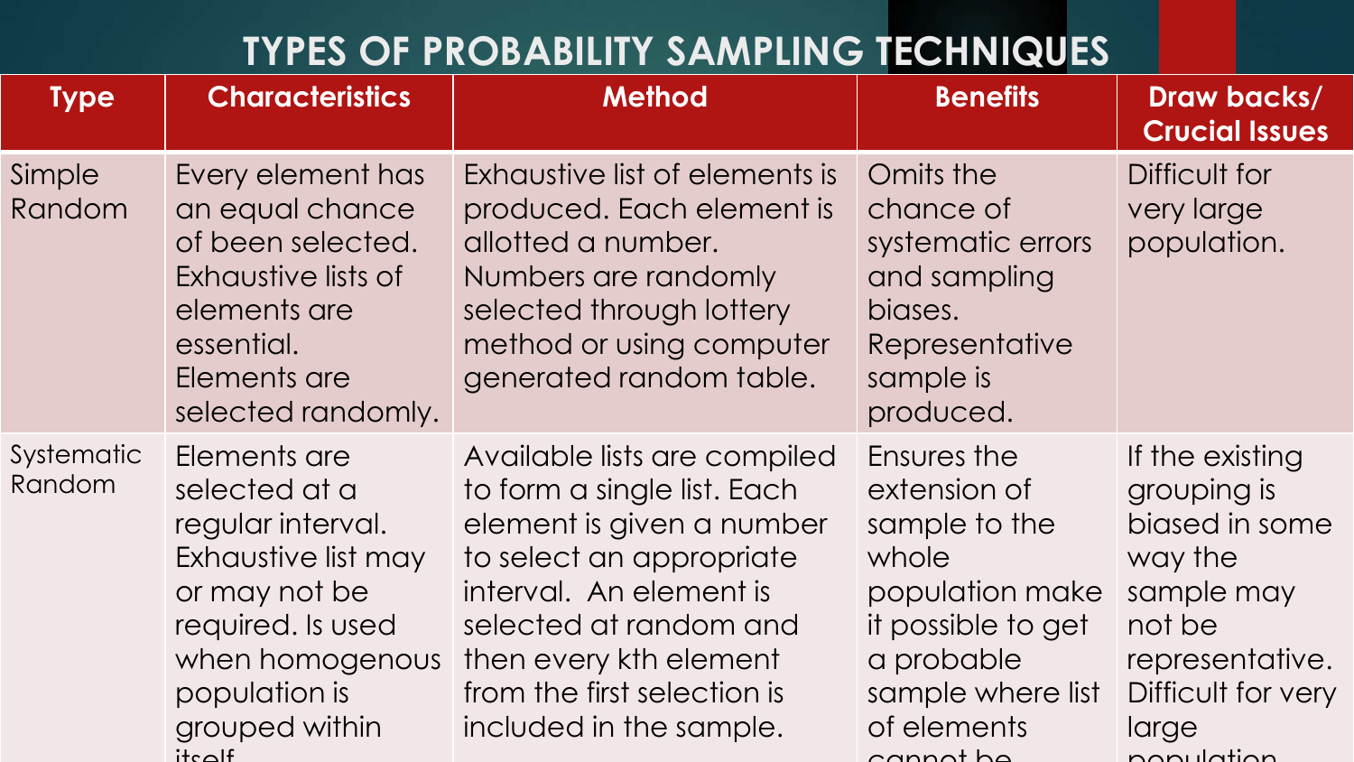# TYPES OF PROBABILITY SAMPLING TECHNIQUES

| Type | Characteristics | Method | Benefits | Draw backs/ Crucial Issues |
|---|---|---|---|---|
| Simple Random | Every element has an equal chance of been selected. Exhaustive lists of elements are essential. Elements are selected randomly. | Exhaustive list of elements is produced. Each element is allotted a number. Numbers are randomly selected through lottery method or using computer generated random table. | Omits the chance of systematic errors and sampling biases. Representative sample is produced. | Difficult for very large population. |
| Systematic Random | Elements are selected at a regular interval. Exhaustive list may or may not be required. Is used when homogenous population is grouped within itself. | Available lists are compiled to form a single list. Each element is given a number to select an appropriate interval. An element is selected at random and then every kth element from the first selection is included in the sample. | Ensures the extension of sample to the whole population make it possible to get a probable sample where list of elements cannot be | If the existing grouping is biased in some way the sample may not be representative. Difficult for very large population. |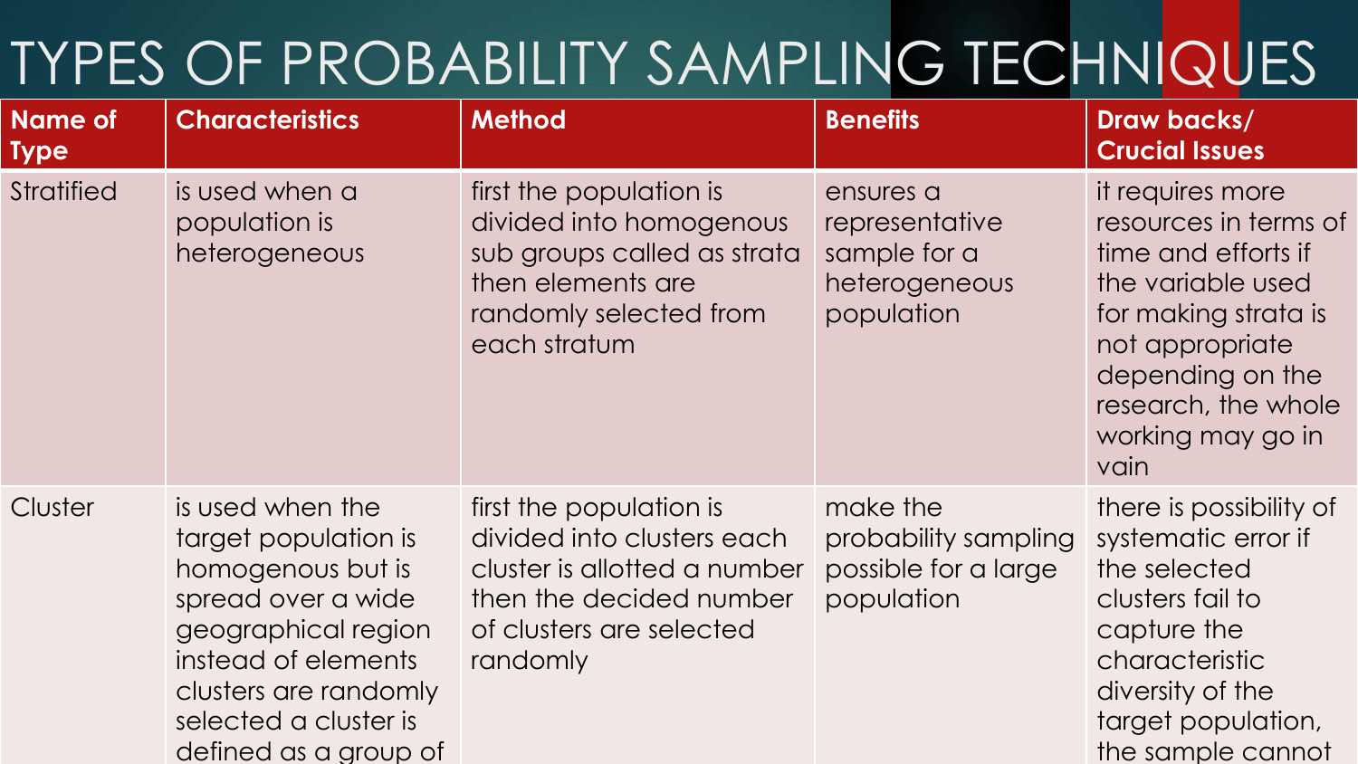# TYPES OF PROBABILITY SAMPLING TECHNIQUES

| Name of Type | Characteristics | Method | Benefits | Draw backs/ Crucial Issues |
|---|---|---|---|---|
| Stratified | is used when a population is heterogeneous | first the population is divided into homogenous sub groups called as strata then elements are randomly selected from each stratum | ensures a representative sample for a heterogeneous population | it requires more resources in terms of time and efforts if the variable used for making strata is not appropriate depending on the research, the whole working may go in vain |
| Cluster | is used when the target population is homogenous but is spread over a wide geographical region instead of elements clusters are randomly selected a cluster is defined as a group of | first the population is divided into clusters each cluster is allotted a number then the decided number of clusters are selected randomly | make the probability sampling possible for a large population | there is possibility of systematic error if the selected clusters fail to capture the characteristic diversity of the target population, the sample cannot |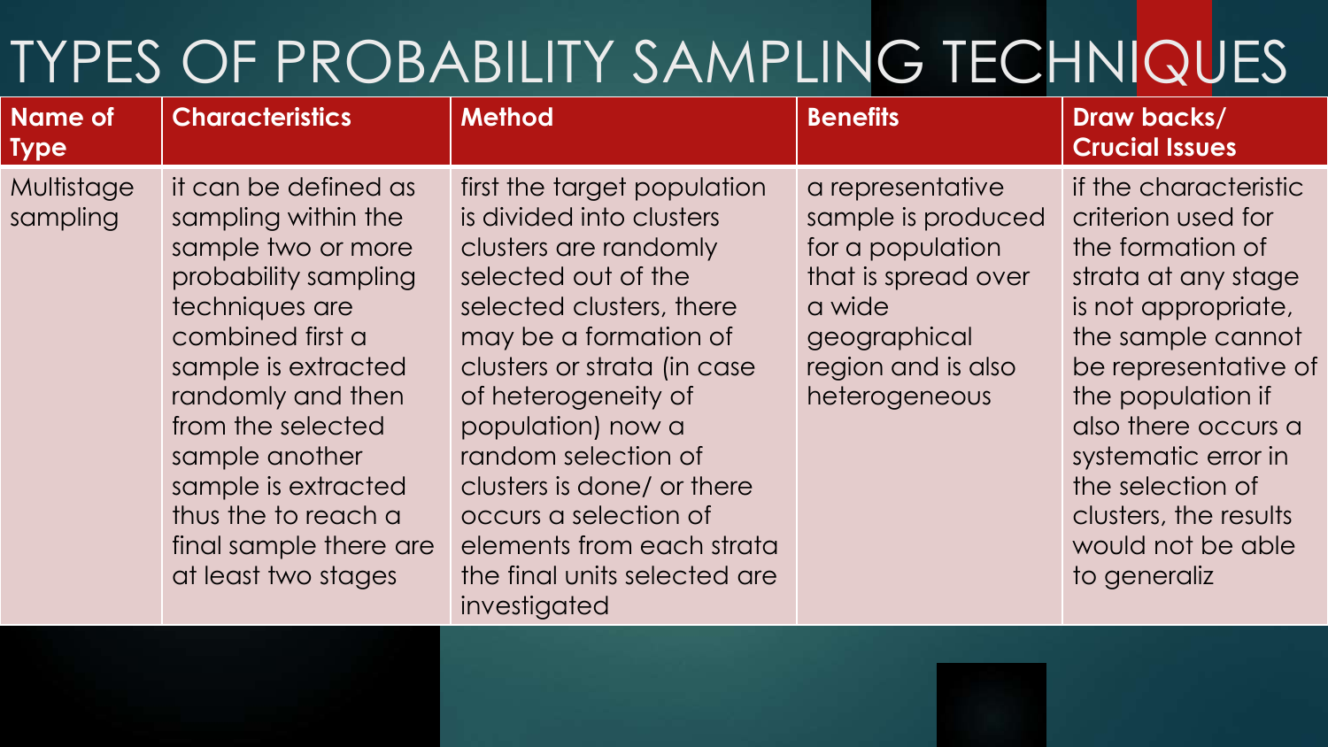# TYPES OF PROBABILITY SAMPLING TECHNIQUES

| Name of Type | Characteristics | Method | Benefits | Draw backs/ Crucial Issues |
| --- | --- | --- | --- | --- |
| Multistage sampling | it can be defined as sampling within the sample two or more probability sampling techniques are combined first a sample is extracted randomly and then from the selected sample another sample is extracted thus the to reach a final sample there are at least two stages | first the target population is divided into clusters clusters are randomly selected out of the selected clusters, there may be a formation of clusters or strata (in case of heterogeneity of population) now a random selection of clusters is done/ or there occurs a selection of elements from each strata the final units selected are investigated | a representative sample is produced for a population that is spread over a wide geographical region and is also heterogeneous | if the characteristic criterion used for the formation of strata at any stage is not appropriate, the sample cannot be representative of the population if also there occurs a systematic error in the selection of clusters, the results would not be able to generaliz |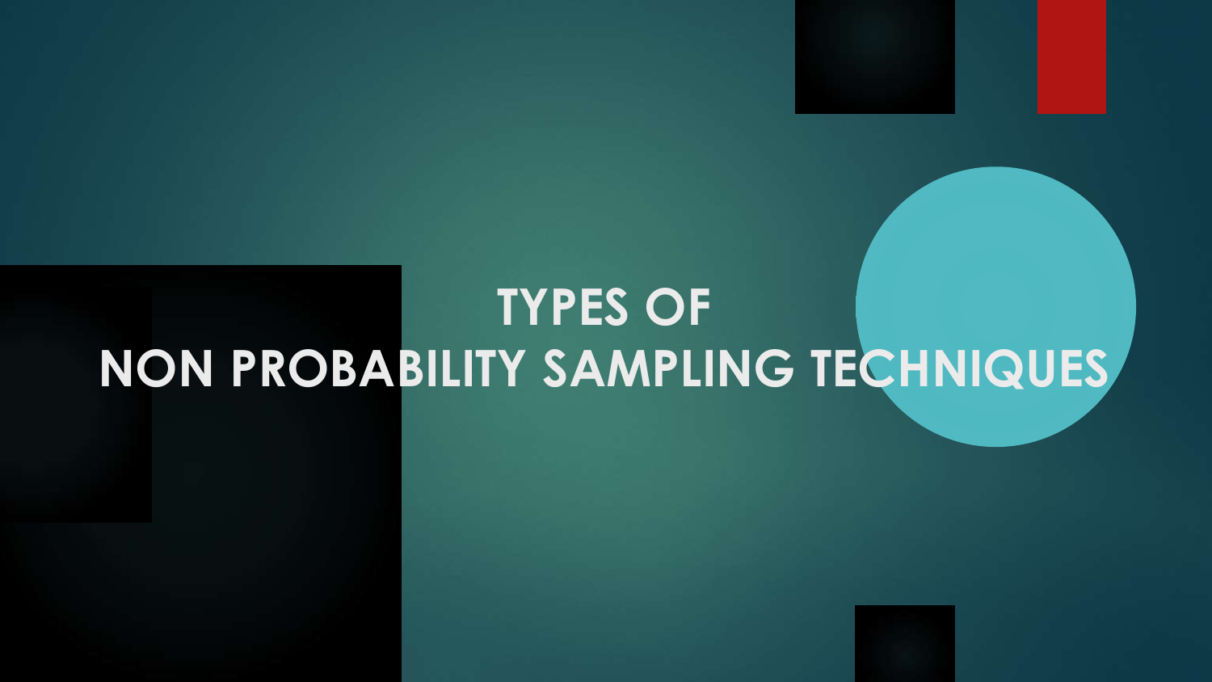# TYPES OF NON PROBABILITY SAMPLING TECHNIQUES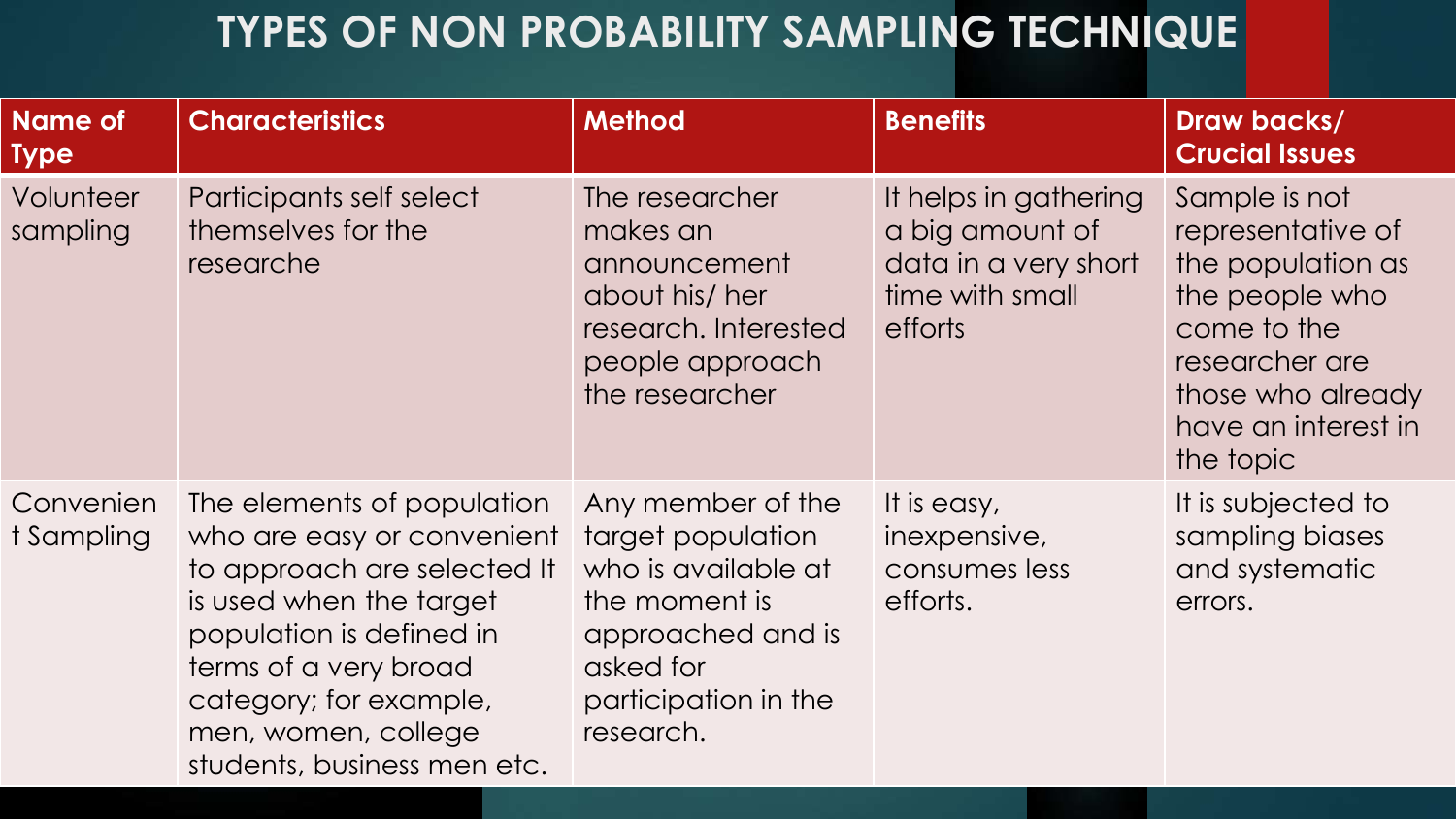# TYPES OF NON PROBABILITY SAMPLING TECHNIQUE

| Name of Type | Characteristics | Method | Benefits | Draw backs/ Crucial Issues |
|---|---|---|---|---|
| Volunteer sampling | Participants self select themselves for the researche | The researcher makes an announcement about his/ her research. Interested people approach the researcher | It helps in gathering a big amount of data in a very short time with small efforts | Sample is not representative of the population as the people who come to the researcher are those who already have an interest in the topic |
| Convenient Sampling | The elements of population who are easy or convenient to approach are selected It is used when the target population is defined in terms of a very broad category; for example, men, women, college students, business men etc. | Any member of the target population who is available at the moment is approached and is asked for participation in the research. | It is easy, inexpensive, consumes less efforts. | It is subjected to sampling biases and systematic errors. |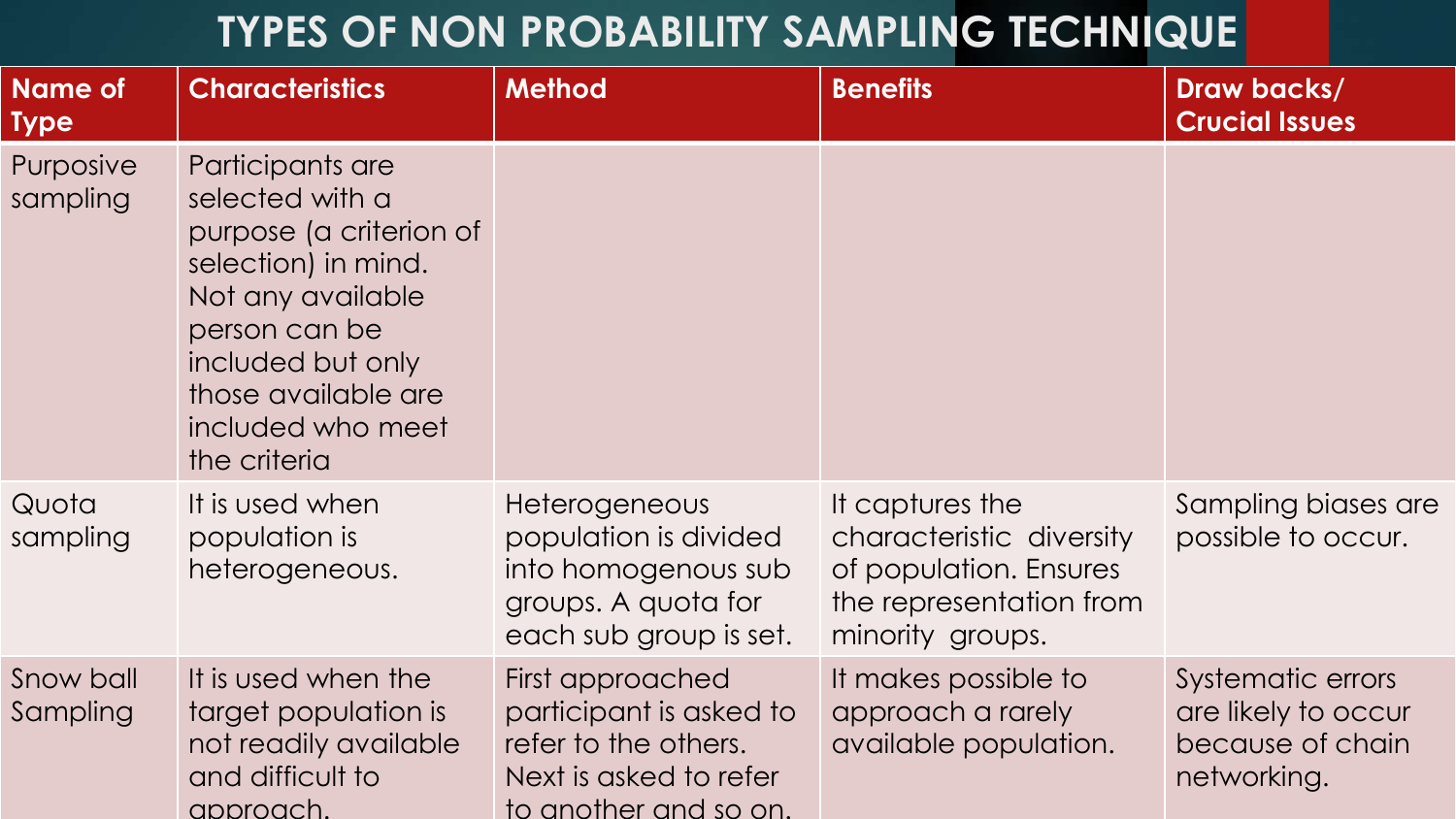# TYPES OF NON PROBABILITY SAMPLING TECHNIQUE

| Name of Type | Characteristics | Method | Benefits | Draw backs/ Crucial Issues |
|---|---|---|---|---|
| Purposive sampling | Participants are selected with a purpose (a criterion of selection) in mind. Not any available person can be included but only those available are included who meet the criteria | | | |
| Quota sampling | It is used when population is heterogeneous. | Heterogeneous population is divided into homogenous sub groups. A quota for each sub group is set. | It captures the characteristic diversity of population. Ensures the representation from minority groups. | Sampling biases are possible to occur. |
| Snow ball Sampling | It is used when the target population is not readily available and difficult to approach. | First approached participant is asked to refer to the others. Next is asked to refer to another and so on. | It makes possible to approach a rarely available population. | Systematic errors are likely to occur because of chain networking. |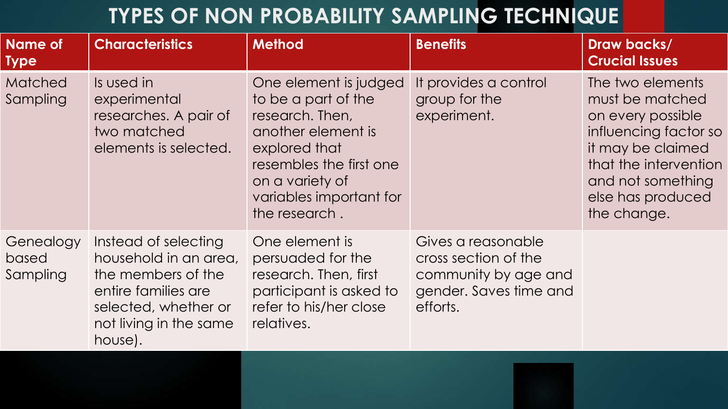# TYPES OF NON PROBABILITY SAMPLING TECHNIQUE

| Name of Type | Characteristics | Method | Benefits | Draw backs/ Crucial Issues |
|---|---|---|---|---|
| Matched Sampling | Is used in experimental researches. A pair of two matched elements is selected. | One element is judged to be a part of the research. Then, another element is explored that resembles the first one on a variety of variables important for the research . | It provides a control group for the experiment. | The two elements must be matched on every possible influencing factor so it may be claimed that the intervention and not something else has produced the change. |
| Genealogy based Sampling | Instead of selecting household in an area, the members of the entire families are selected, whether or not living in the same house). | One element is persuaded for the research. Then, first participant is asked to refer to his/her close relatives. | Gives a reasonable cross section of the community by age and gender. Saves time and efforts. | |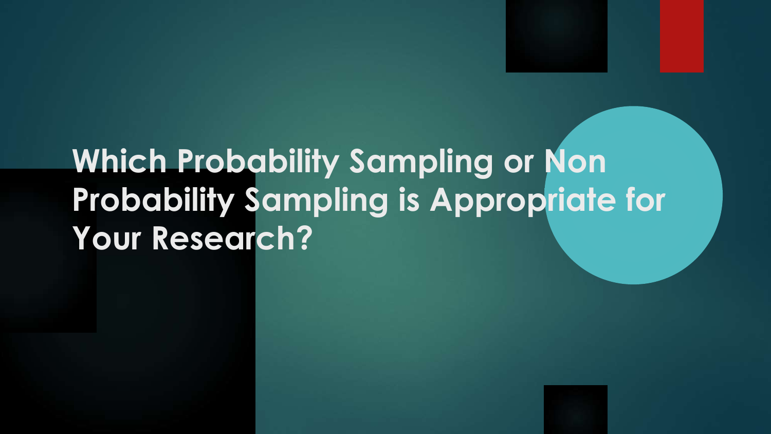# Which Probability Sampling or Non Probability Sampling is Appropriate for Your Research?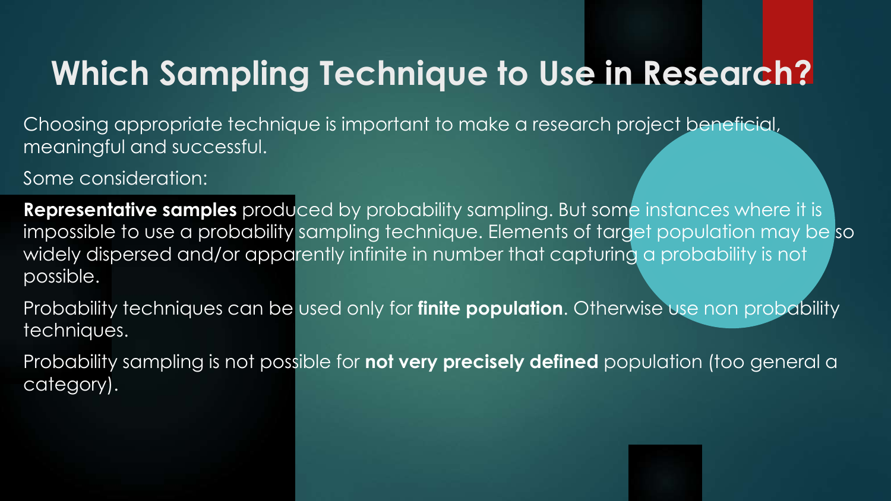# Which Sampling Technique to Use in Research?

Choosing appropriate technique is important to make a research project beneficial, meaningful and successful.

Some consideration:

**Representative samples** produced by probability sampling. But some instances where it is impossible to use a probability sampling technique. Elements of target population may be so widely dispersed and/or apparently infinite in number that capturing a probability is not possible.

Probability techniques can be used only for **finite population**. Otherwise use non probability techniques.

Probability sampling is not possible for **not very precisely defined** population (too general a category).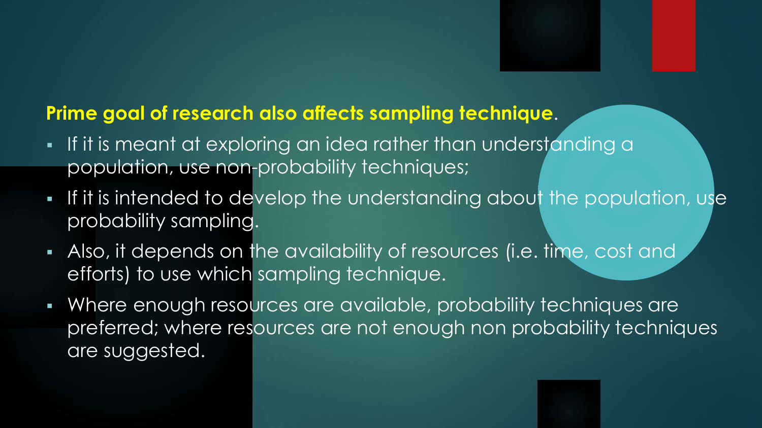**Prime goal of research also affects sampling technique**.

- If it is meant at exploring an idea rather than understanding a population, use non-probability techniques;
- If it is intended to develop the understanding about the population, use probability sampling.
- Also, it depends on the availability of resources (i.e. time, cost and efforts) to use which sampling technique.
- Where enough resources are available, probability techniques are preferred; where resources are not enough non probability techniques are suggested.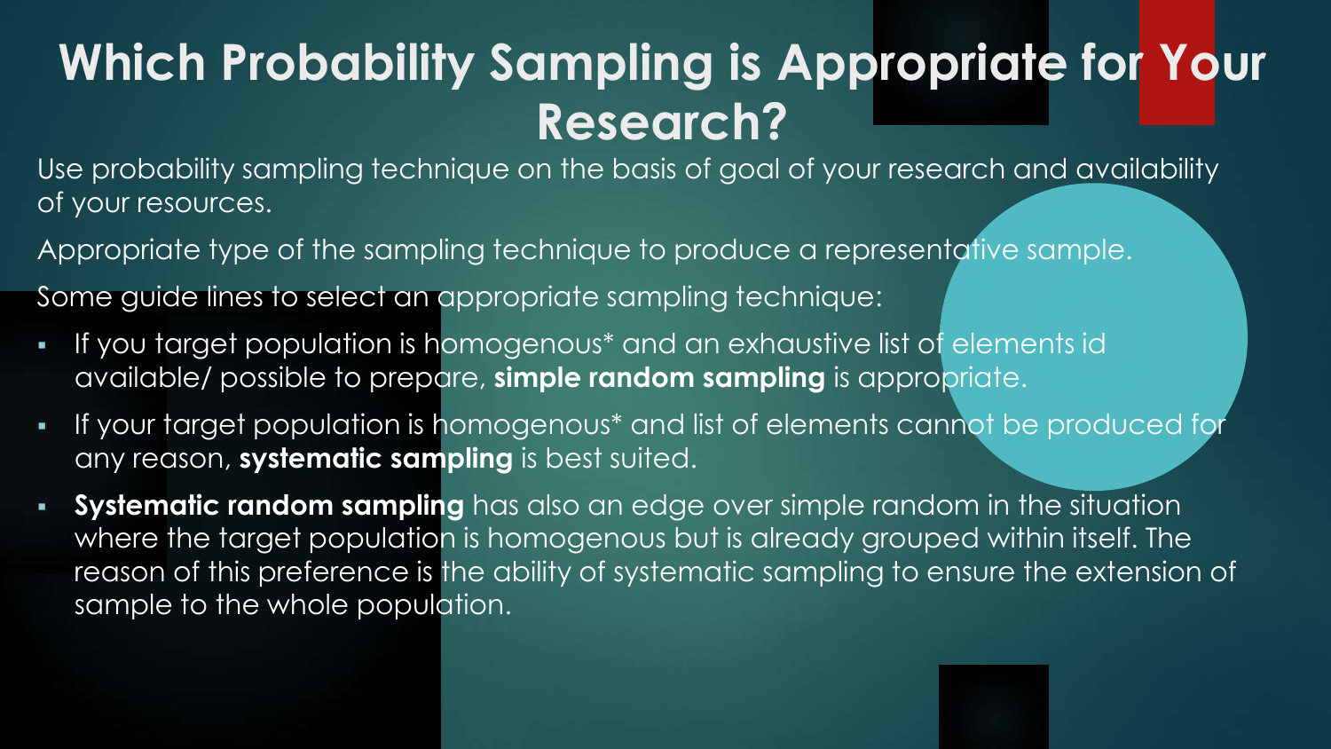# Which Probability Sampling is Appropriate for Your Research?

Use probability sampling technique on the basis of goal of your research and availability of your resources.

Appropriate type of the sampling technique to produce a representative sample.

Some guide lines to select an appropriate sampling technique:

- If you target population is homogenous* and an exhaustive list of elements id available/ possible to prepare, **simple random sampling** is appropriate.
- If your target population is homogenous* and list of elements cannot be produced for any reason, **systematic sampling** is best suited.
- **Systematic random sampling** has also an edge over simple random in the situation where the target population is homogenous but is already grouped within itself. The reason of this preference is the ability of systematic sampling to ensure the extension of sample to the whole population.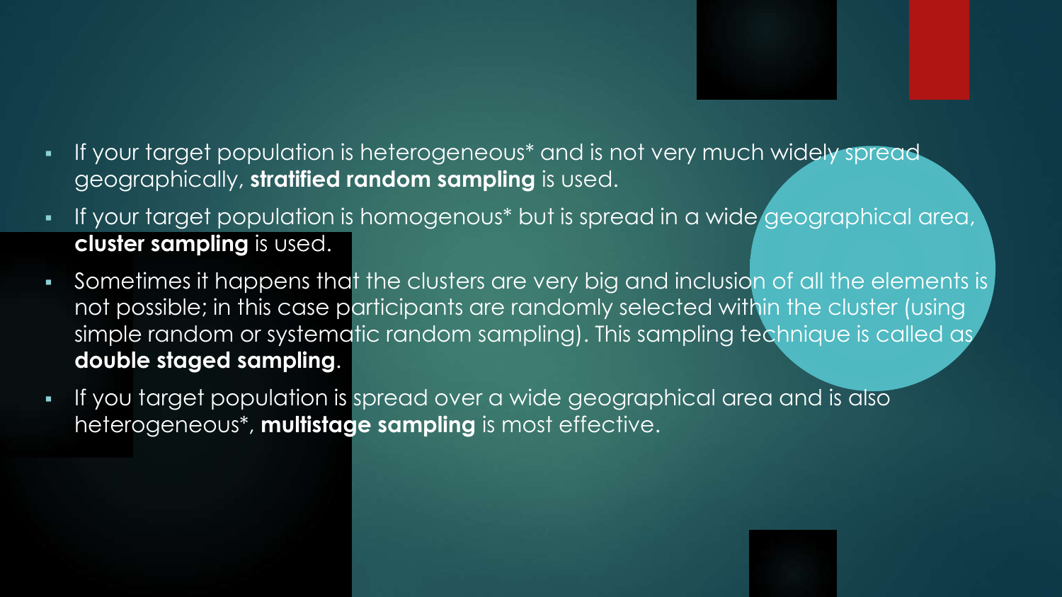- If your target population is heterogeneous* and is not very much widely spread geographically, **stratified random sampling** is used.
- If your target population is homogenous* but is spread in a wide geographical area, **cluster sampling** is used.
- Sometimes it happens that the clusters are very big and inclusion of all the elements is not possible; in this case participants are randomly selected within the cluster (using simple random or systematic random sampling). This sampling technique is called as **double staged sampling**.
- If you target population is spread over a wide geographical area and is also heterogeneous*, **multistage sampling** is most effective.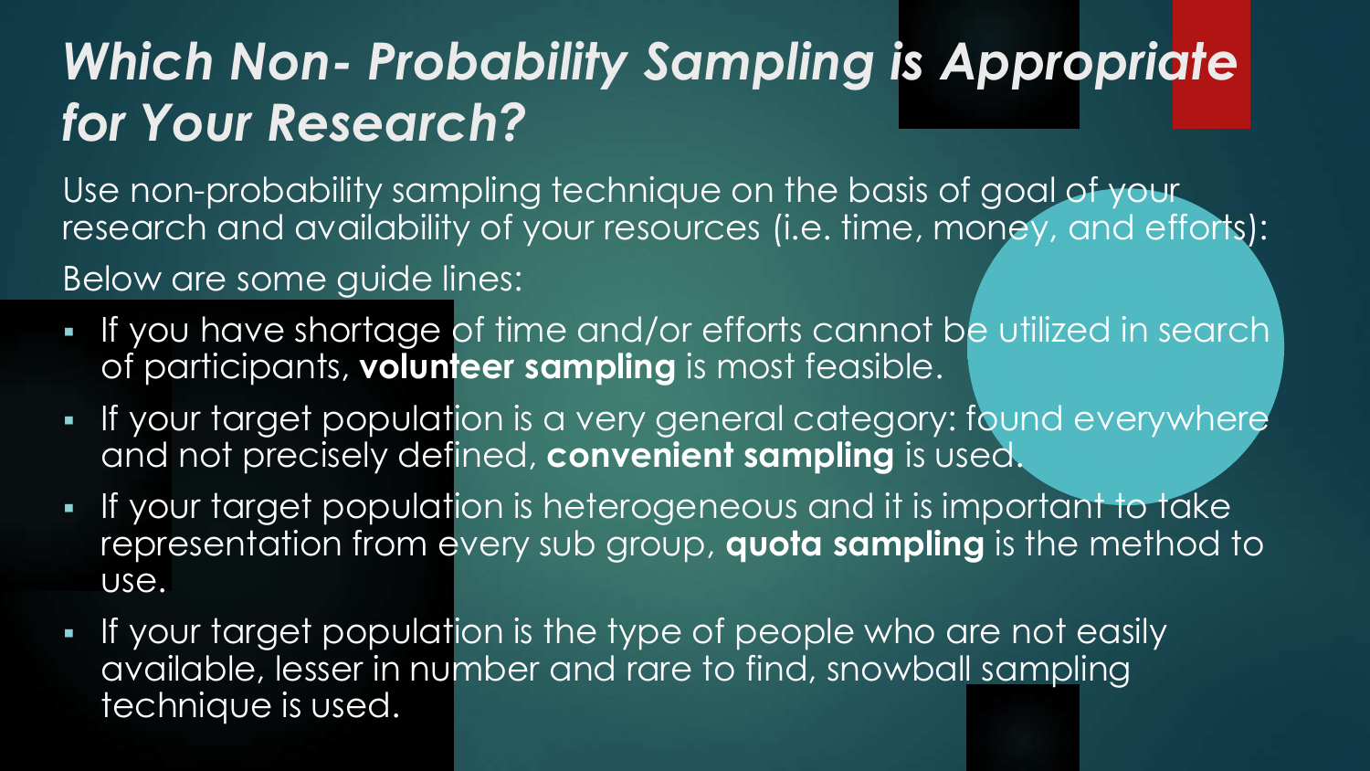# *Which Non- Probability Sampling is Appropriate for Your Research?*

Use non-probability sampling technique on the basis of goal of your research and availability of your resources (i.e. time, money, and efforts):

Below are some guide lines:

- If you have shortage of time and/or efforts cannot be utilized in search of participants, **volunteer sampling** is most feasible.
- If your target population is a very general category: found everywhere and not precisely defined, **convenient sampling** is used.
- If your target population is heterogeneous and it is important to take representation from every sub group, **quota sampling** is the method to use.
- If your target population is the type of people who are not easily available, lesser in number and rare to find, snowball sampling technique is used.